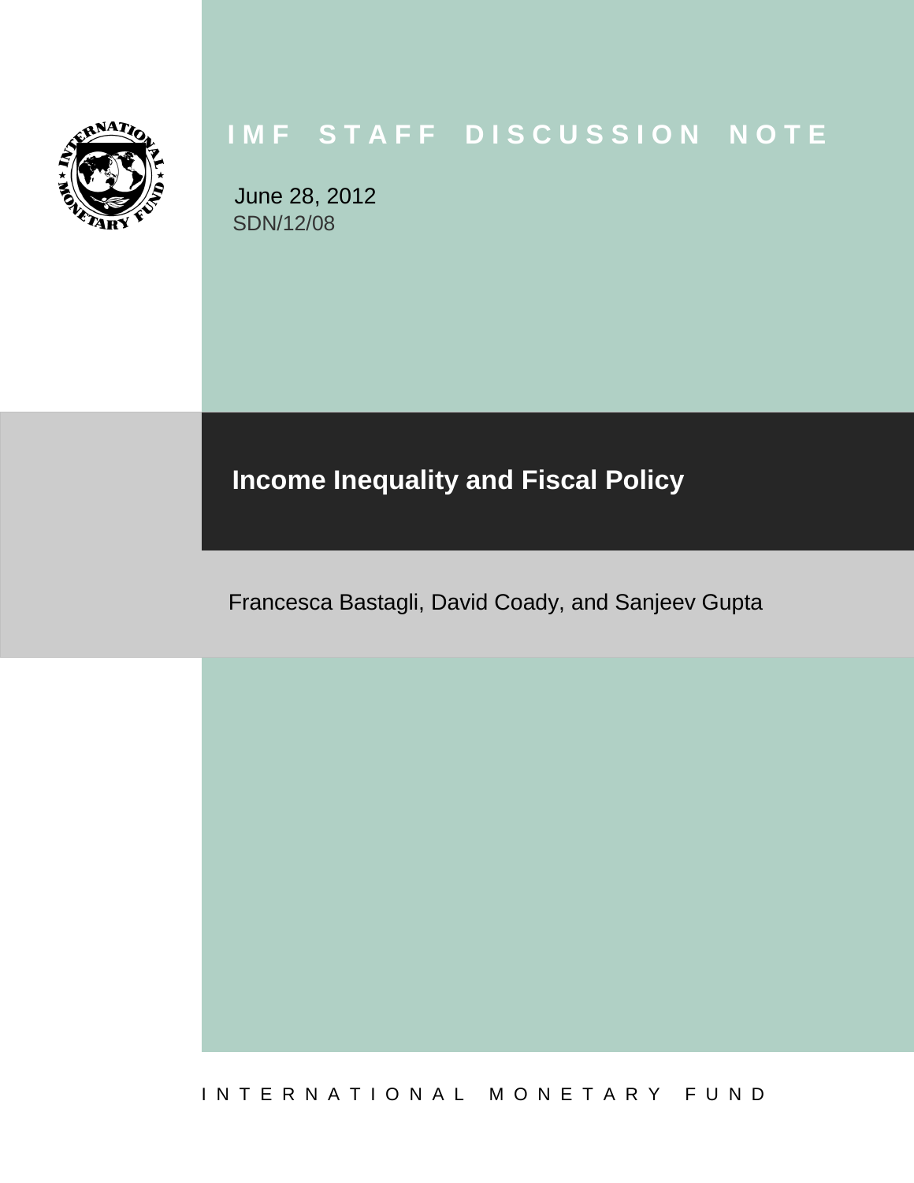# IMF STAFF DISCUSSION NOTE

June 28, 2012
SDN/12/08

# Income Inequality and Fiscal Policy

Francesca Bastagli, David Coady, and Sanjeev Gupta

INTERNATIONAL MONETARY FUND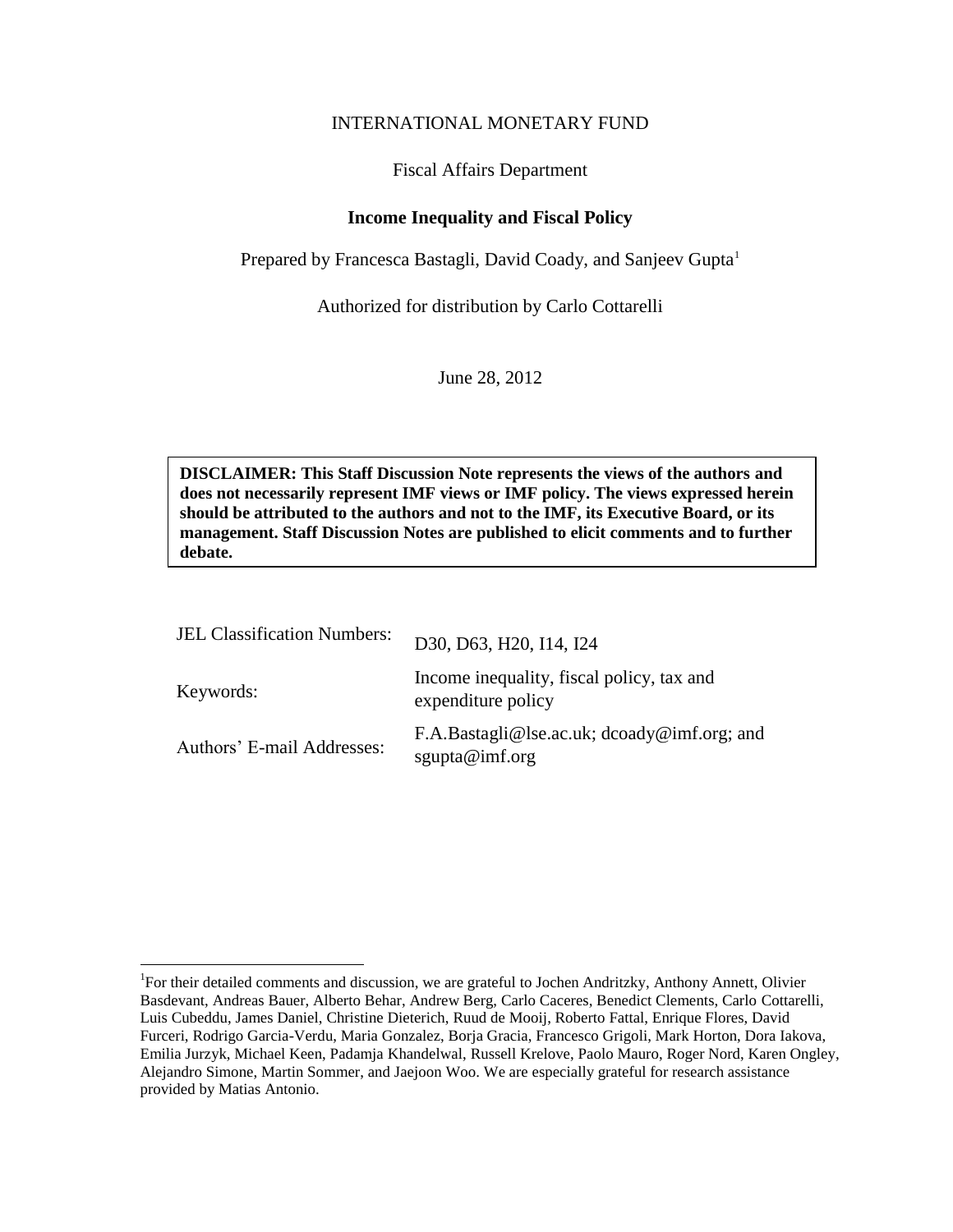INTERNATIONAL MONETARY FUND

Fiscal Affairs Department

**Income Inequality and Fiscal Policy**

Prepared by Francesca Bastagli, David Coady, and Sanjeev Gupta[1]

Authorized for distribution by Carlo Cottarelli

June 28, 2012

**DISCLAIMER: This Staff Discussion Note represents the views of the authors and does not necessarily represent IMF views or IMF policy. The views expressed herein should be attributed to the authors and not to the IMF, its Executive Board, or its management. Staff Discussion Notes are published to elicit comments and to further debate.**

| | |
|---|---|
| JEL Classification Numbers: | D30, D63, H20, I14, I24 |
| Keywords: | Income inequality, fiscal policy, tax and expenditure policy |
| Authors' E-mail Addresses: | F.A.Bastagli@lse.ac.uk; dcoady@imf.org; and sgupta@imf.org |

[1]For their detailed comments and discussion, we are grateful to Jochen Andritzky, Anthony Annett, Olivier Basdevant, Andreas Bauer, Alberto Behar, Andrew Berg, Carlo Caceres, Benedict Clements, Carlo Cottarelli, Luis Cubeddu, James Daniel, Christine Dieterich, Ruud de Mooij, Roberto Fattal, Enrique Flores, David Furceri, Rodrigo Garcia-Verdu, Maria Gonzalez, Borja Gracia, Francesco Grigoli, Mark Horton, Dora Iakova, Emilia Jurzyk, Michael Keen, Padamja Khandelwal, Russell Krelove, Paolo Mauro, Roger Nord, Karen Ongley, Alejandro Simone, Martin Sommer, and Jaejoon Woo. We are especially grateful for research assistance provided by Matias Antonio.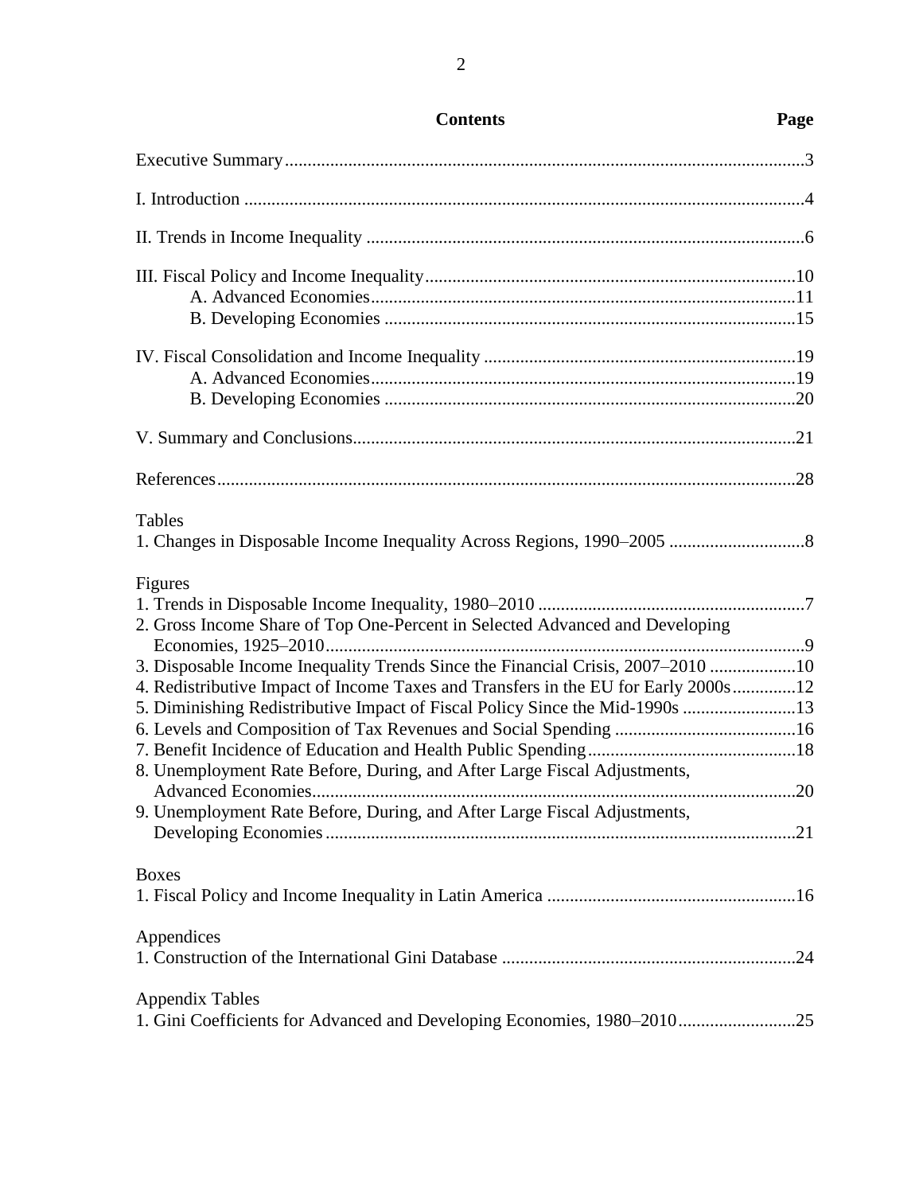# Contents

| | Page |
|---|---|
| Executive Summary | 3 |
| I. Introduction | 4 |
| II. Trends in Income Inequality | 6 |
| III. Fiscal Policy and Income Inequality | 10 |
| A. Advanced Economies | 11 |
| B. Developing Economies | 15 |
| IV. Fiscal Consolidation and Income Inequality | 19 |
| A. Advanced Economies | 19 |
| B. Developing Economies | 20 |
| V. Summary and Conclusions | 21 |
| References | 28 |

**Tables**

| | |
|---|---|
| 1. Changes in Disposable Income Inequality Across Regions, 1990–2005 | 8 |

**Figures**

| | |
|---|---|
| 1. Trends in Disposable Income Inequality, 1980–2010 | 7 |
| 2. Gross Income Share of Top One-Percent in Selected Advanced and Developing Economies, 1925–2010 | 9 |
| 3. Disposable Income Inequality Trends Since the Financial Crisis, 2007–2010 | 10 |
| 4. Redistributive Impact of Income Taxes and Transfers in the EU for Early 2000s | 12 |
| 5. Diminishing Redistributive Impact of Fiscal Policy Since the Mid-1990s | 13 |
| 6. Levels and Composition of Tax Revenues and Social Spending | 16 |
| 7. Benefit Incidence of Education and Health Public Spending | 18 |
| 8. Unemployment Rate Before, During, and After Large Fiscal Adjustments, Advanced Economies | 20 |
| 9. Unemployment Rate Before, During, and After Large Fiscal Adjustments, Developing Economies | 21 |

**Boxes**

| | |
|---|---|
| 1. Fiscal Policy and Income Inequality in Latin America | 16 |

**Appendices**

| | |
|---|---|
| 1. Construction of the International Gini Database | 24 |

**Appendix Tables**

| | |
|---|---|
| 1. Gini Coefficients for Advanced and Developing Economies, 1980–2010 | 25 |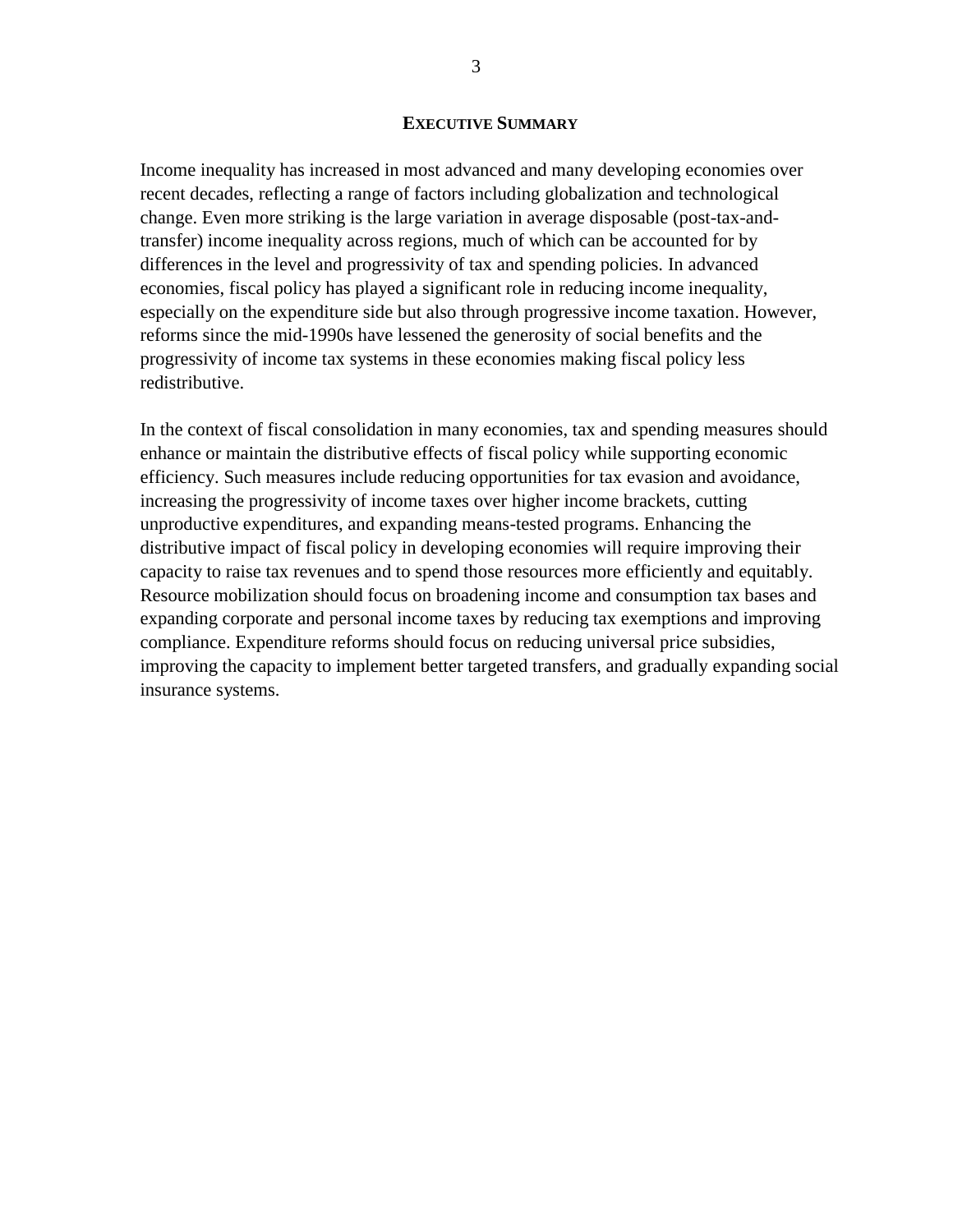## Executive Summary

Income inequality has increased in most advanced and many developing economies over recent decades, reflecting a range of factors including globalization and technological change. Even more striking is the large variation in average disposable (post-tax-and-transfer) income inequality across regions, much of which can be accounted for by differences in the level and progressivity of tax and spending policies. In advanced economies, fiscal policy has played a significant role in reducing income inequality, especially on the expenditure side but also through progressive income taxation. However, reforms since the mid-1990s have lessened the generosity of social benefits and the progressivity of income tax systems in these economies making fiscal policy less redistributive.

In the context of fiscal consolidation in many economies, tax and spending measures should enhance or maintain the distributive effects of fiscal policy while supporting economic efficiency. Such measures include reducing opportunities for tax evasion and avoidance, increasing the progressivity of income taxes over higher income brackets, cutting unproductive expenditures, and expanding means-tested programs. Enhancing the distributive impact of fiscal policy in developing economies will require improving their capacity to raise tax revenues and to spend those resources more efficiently and equitably. Resource mobilization should focus on broadening income and consumption tax bases and expanding corporate and personal income taxes by reducing tax exemptions and improving compliance. Expenditure reforms should focus on reducing universal price subsidies, improving the capacity to implement better targeted transfers, and gradually expanding social insurance systems.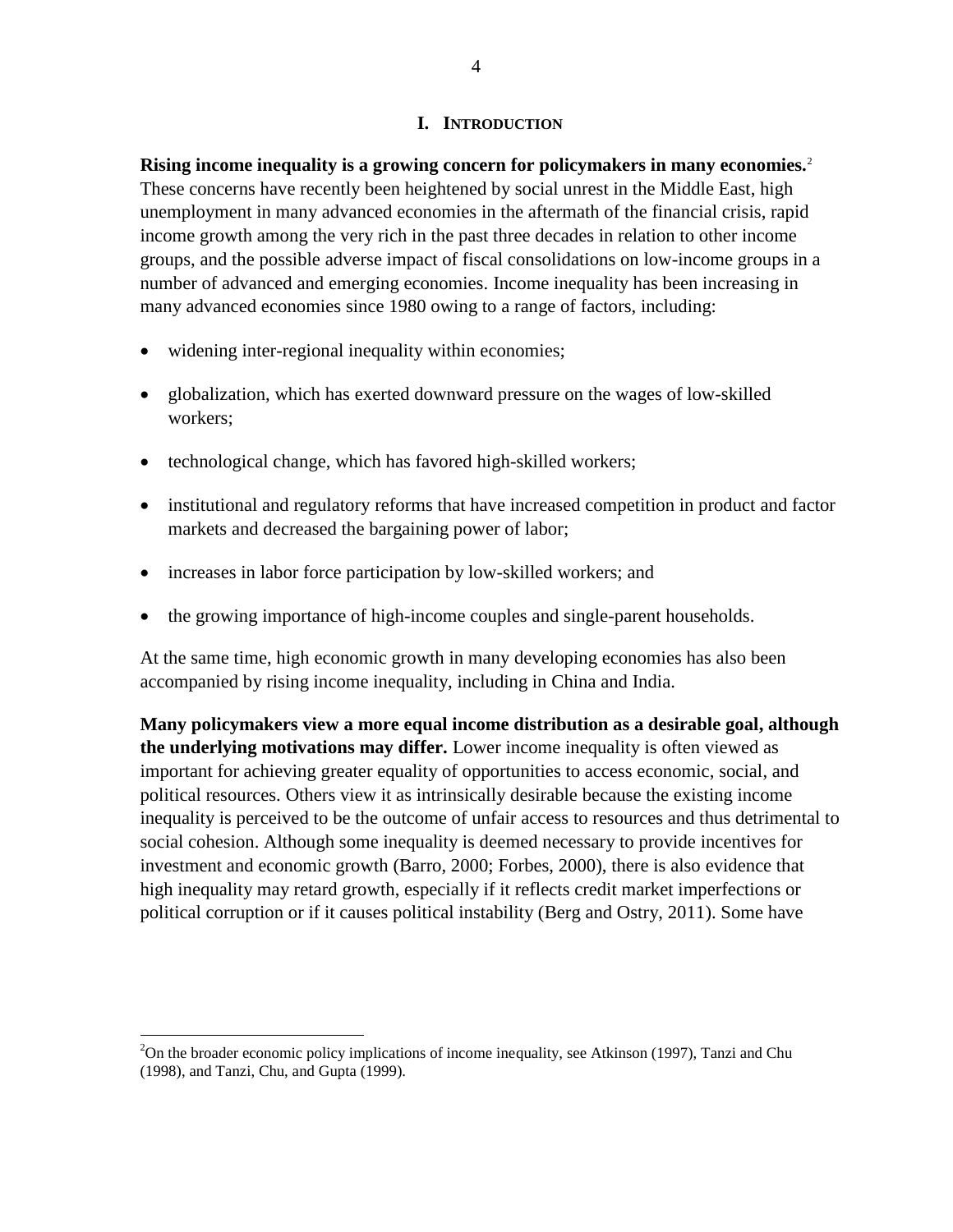# I. INTRODUCTION

**Rising income inequality is a growing concern for policymakers in many economies.**[2] These concerns have recently been heightened by social unrest in the Middle East, high unemployment in many advanced economies in the aftermath of the financial crisis, rapid income growth among the very rich in the past three decades in relation to other income groups, and the possible adverse impact of fiscal consolidations on low-income groups in a number of advanced and emerging economies. Income inequality has been increasing in many advanced economies since 1980 owing to a range of factors, including:

- widening inter-regional inequality within economies;
- globalization, which has exerted downward pressure on the wages of low-skilled workers;
- technological change, which has favored high-skilled workers;
- institutional and regulatory reforms that have increased competition in product and factor markets and decreased the bargaining power of labor;
- increases in labor force participation by low-skilled workers; and
- the growing importance of high-income couples and single-parent households.

At the same time, high economic growth in many developing economies has also been accompanied by rising income inequality, including in China and India.

**Many policymakers view a more equal income distribution as a desirable goal, although the underlying motivations may differ.** Lower income inequality is often viewed as important for achieving greater equality of opportunities to access economic, social, and political resources. Others view it as intrinsically desirable because the existing income inequality is perceived to be the outcome of unfair access to resources and thus detrimental to social cohesion. Although some inequality is deemed necessary to provide incentives for investment and economic growth (Barro, 2000; Forbes, 2000), there is also evidence that high inequality may retard growth, especially if it reflects credit market imperfections or political corruption or if it causes political instability (Berg and Ostry, 2011). Some have

[2] On the broader economic policy implications of income inequality, see Atkinson (1997), Tanzi and Chu (1998), and Tanzi, Chu, and Gupta (1999).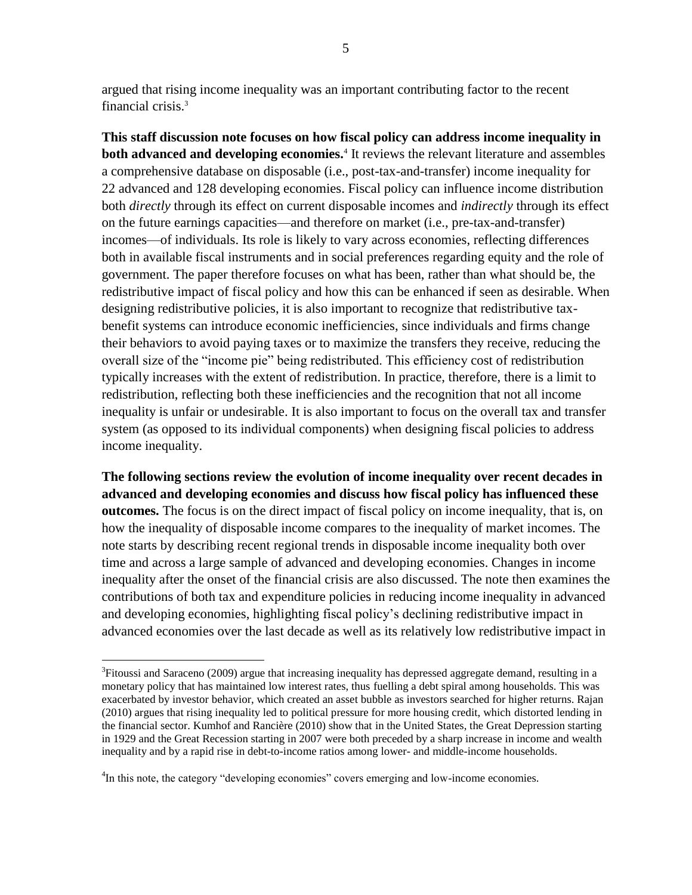argued that rising income inequality was an important contributing factor to the recent financial crisis.[3]

**This staff discussion note focuses on how fiscal policy can address income inequality in both advanced and developing economies.**[4] It reviews the relevant literature and assembles a comprehensive database on disposable (i.e., post-tax-and-transfer) income inequality for 22 advanced and 128 developing economies. Fiscal policy can influence income distribution both *directly* through its effect on current disposable incomes and *indirectly* through its effect on the future earnings capacities—and therefore on market (i.e., pre-tax-and-transfer) incomes—of individuals. Its role is likely to vary across economies, reflecting differences both in available fiscal instruments and in social preferences regarding equity and the role of government. The paper therefore focuses on what has been, rather than what should be, the redistributive impact of fiscal policy and how this can be enhanced if seen as desirable. When designing redistributive policies, it is also important to recognize that redistributive tax-benefit systems can introduce economic inefficiencies, since individuals and firms change their behaviors to avoid paying taxes or to maximize the transfers they receive, reducing the overall size of the "income pie" being redistributed. This efficiency cost of redistribution typically increases with the extent of redistribution. In practice, therefore, there is a limit to redistribution, reflecting both these inefficiencies and the recognition that not all income inequality is unfair or undesirable. It is also important to focus on the overall tax and transfer system (as opposed to its individual components) when designing fiscal policies to address income inequality.

**The following sections review the evolution of income inequality over recent decades in advanced and developing economies and discuss how fiscal policy has influenced these outcomes.** The focus is on the direct impact of fiscal policy on income inequality, that is, on how the inequality of disposable income compares to the inequality of market incomes. The note starts by describing recent regional trends in disposable income inequality both over time and across a large sample of advanced and developing economies. Changes in income inequality after the onset of the financial crisis are also discussed. The note then examines the contributions of both tax and expenditure policies in reducing income inequality in advanced and developing economies, highlighting fiscal policy's declining redistributive impact in advanced economies over the last decade as well as its relatively low redistributive impact in

---

[3] Fitoussi and Saraceno (2009) argue that increasing inequality has depressed aggregate demand, resulting in a monetary policy that has maintained low interest rates, thus fuelling a debt spiral among households. This was exacerbated by investor behavior, which created an asset bubble as investors searched for higher returns. Rajan (2010) argues that rising inequality led to political pressure for more housing credit, which distorted lending in the financial sector. Kumhof and Rancière (2010) show that in the United States, the Great Depression starting in 1929 and the Great Recession starting in 2007 were both preceded by a sharp increase in income and wealth inequality and by a rapid rise in debt-to-income ratios among lower- and middle-income households.

[4] In this note, the category "developing economies" covers emerging and low-income economies.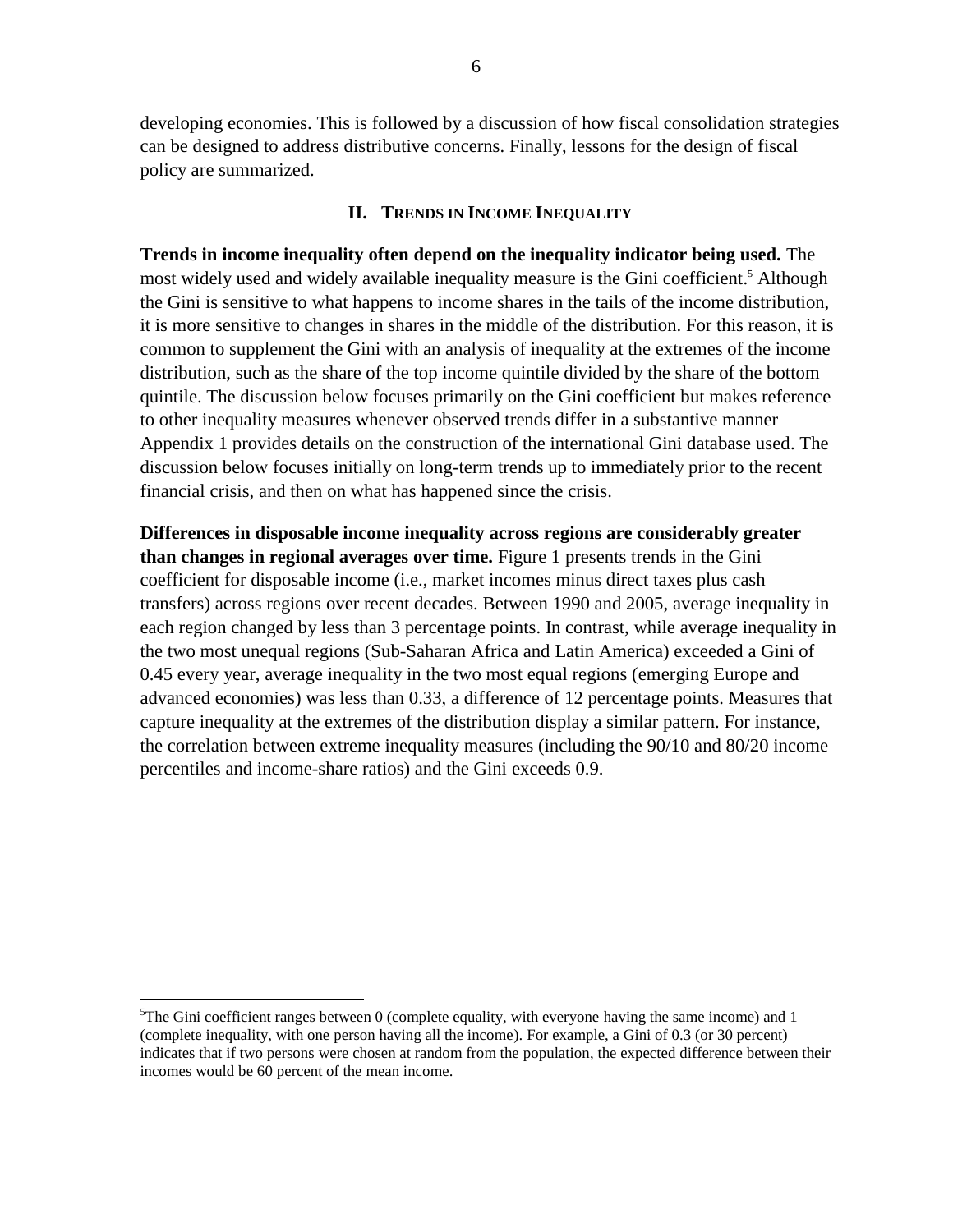developing economies. This is followed by a discussion of how fiscal consolidation strategies can be designed to address distributive concerns. Finally, lessons for the design of fiscal policy are summarized.

## II. Trends in Income Inequality

**Trends in income inequality often depend on the inequality indicator being used.** The most widely used and widely available inequality measure is the Gini coefficient.[5] Although the Gini is sensitive to what happens to income shares in the tails of the income distribution, it is more sensitive to changes in shares in the middle of the distribution. For this reason, it is common to supplement the Gini with an analysis of inequality at the extremes of the income distribution, such as the share of the top income quintile divided by the share of the bottom quintile. The discussion below focuses primarily on the Gini coefficient but makes reference to other inequality measures whenever observed trends differ in a substantive manner—Appendix 1 provides details on the construction of the international Gini database used. The discussion below focuses initially on long-term trends up to immediately prior to the recent financial crisis, and then on what has happened since the crisis.

**Differences in disposable income inequality across regions are considerably greater than changes in regional averages over time.** Figure 1 presents trends in the Gini coefficient for disposable income (i.e., market incomes minus direct taxes plus cash transfers) across regions over recent decades. Between 1990 and 2005, average inequality in each region changed by less than 3 percentage points. In contrast, while average inequality in the two most unequal regions (Sub-Saharan Africa and Latin America) exceeded a Gini of 0.45 every year, average inequality in the two most equal regions (emerging Europe and advanced economies) was less than 0.33, a difference of 12 percentage points. Measures that capture inequality at the extremes of the distribution display a similar pattern. For instance, the correlation between extreme inequality measures (including the 90/10 and 80/20 income percentiles and income-share ratios) and the Gini exceeds 0.9.

---

[5] The Gini coefficient ranges between 0 (complete equality, with everyone having the same income) and 1 (complete inequality, with one person having all the income). For example, a Gini of 0.3 (or 30 percent) indicates that if two persons were chosen at random from the population, the expected difference between their incomes would be 60 percent of the mean income.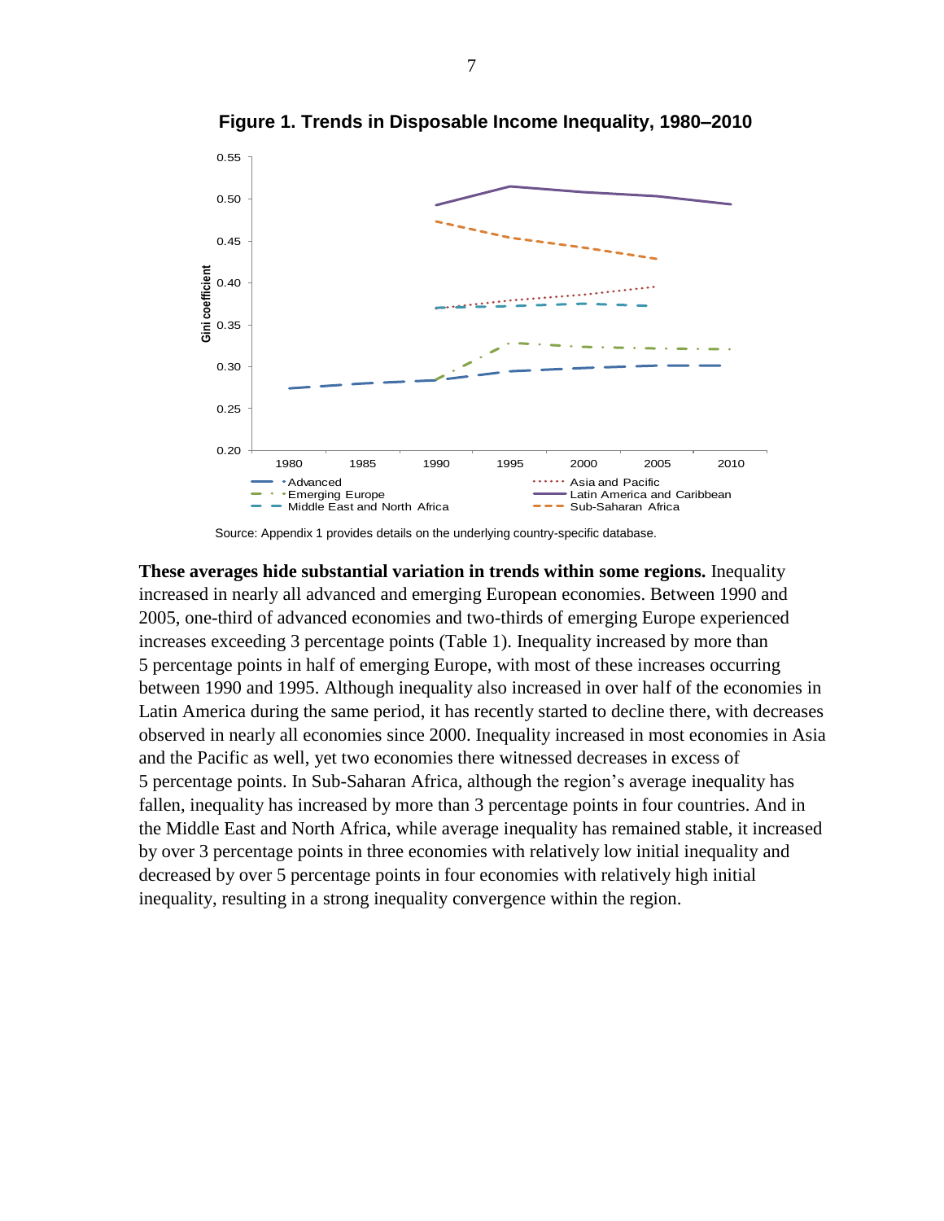**Figure 1. Trends in Disposable Income Inequality, 1980–2010**

Source: Appendix 1 provides details on the underlying country-specific database.

**These averages hide substantial variation in trends within some regions.** Inequality increased in nearly all advanced and emerging European economies. Between 1990 and 2005, one-third of advanced economies and two-thirds of emerging Europe experienced increases exceeding 3 percentage points (Table 1). Inequality increased by more than 5 percentage points in half of emerging Europe, with most of these increases occurring between 1990 and 1995. Although inequality also increased in over half of the economies in Latin America during the same period, it has recently started to decline there, with decreases observed in nearly all economies since 2000. Inequality increased in most economies in Asia and the Pacific as well, yet two economies there witnessed decreases in excess of 5 percentage points. In Sub-Saharan Africa, although the region's average inequality has fallen, inequality has increased by more than 3 percentage points in four countries. And in the Middle East and North Africa, while average inequality has remained stable, it increased by over 3 percentage points in three economies with relatively low initial inequality and decreased by over 5 percentage points in four economies with relatively high initial inequality, resulting in a strong inequality convergence within the region.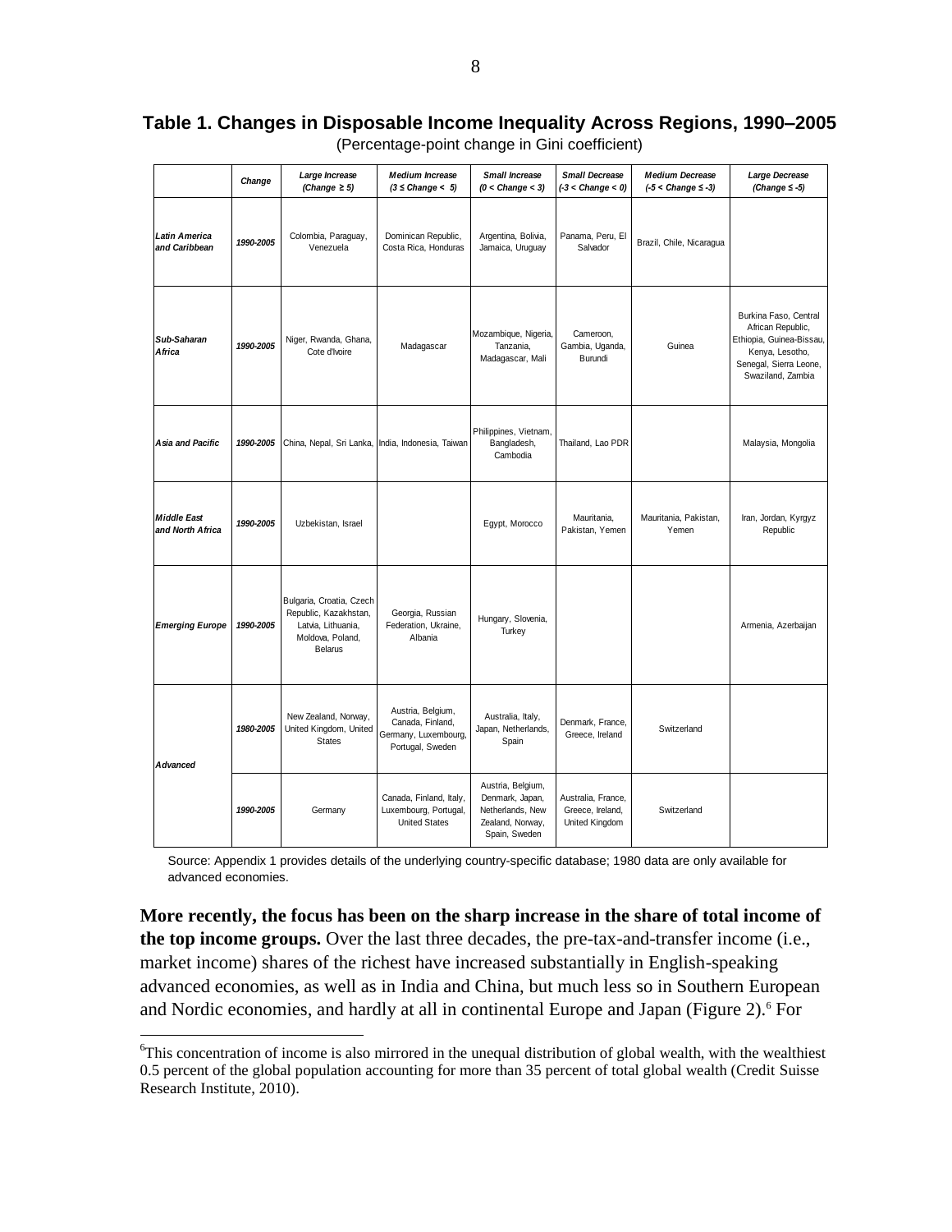**Table 1. Changes in Disposable Income Inequality Across Regions, 1990–2005**
(Percentage-point change in Gini coefficient)

| | Change | Large Increase (Change ≥ 5) | Medium Increase (3 ≤ Change < 5) | Small Increase (0 < Change < 3) | Small Decrease (-3 < Change < 0) | Medium Decrease (-5 < Change ≤ -3) | Large Decrease (Change ≤ -5) |
|---|---|---|---|---|---|---|---|
| *Latin America and Caribbean* | *1990-2005* | Colombia, Paraguay, Venezuela | Dominican Republic, Costa Rica, Honduras | Argentina, Bolivia, Jamaica, Uruguay | Panama, Peru, El Salvador | Brazil, Chile, Nicaragua | |
| *Sub-Saharan Africa* | *1990-2005* | Niger, Rwanda, Ghana, Cote d'Ivoire | Madagascar | Mozambique, Nigeria, Tanzania, Madagascar, Mali | Cameroon, Gambia, Uganda, Burundi | Guinea | Burkina Faso, Central African Republic, Ethiopia, Guinea-Bissau, Kenya, Lesotho, Senegal, Sierra Leone, Swaziland, Zambia |
| *Asia and Pacific* | *1990-2005* | China, Nepal, Sri Lanka, | India, Indonesia, Taiwan | Philippines, Vietnam, Bangladesh, Cambodia | Thailand, Lao PDR | | Malaysia, Mongolia |
| *Middle East and North Africa* | *1990-2005* | Uzbekistan, Israel | | Egypt, Morocco | Mauritania, Pakistan, Yemen | Mauritania, Pakistan, Yemen | Iran, Jordan, Kyrgyz Republic |
| *Emerging Europe* | *1990-2005* | Bulgaria, Croatia, Czech Republic, Kazakhstan, Latvia, Lithuania, Moldova, Poland, Belarus | Georgia, Russian Federation, Ukraine, Albania | Hungary, Slovenia, Turkey | | | Armenia, Azerbaijan |
| *Advanced* | *1980-2005* | New Zealand, Norway, United Kingdom, United States | Austria, Belgium, Canada, Finland, Germany, Luxembourg, Portugal, Sweden | Australia, Italy, Japan, Netherlands, Spain | Denmark, France, Greece, Ireland | Switzerland | |
| | *1990-2005* | Germany | Canada, Finland, Italy, Luxembourg, Portugal, United States | Austria, Belgium, Denmark, Japan, Netherlands, New Zealand, Norway, Spain, Sweden | Australia, France, Greece, Ireland, United Kingdom | Switzerland | |

Source: Appendix 1 provides details of the underlying country-specific database; 1980 data are only available for advanced economies.

**More recently, the focus has been on the sharp increase in the share of total income of the top income groups.** Over the last three decades, the pre-tax-and-transfer income (i.e., market income) shares of the richest have increased substantially in English-speaking advanced economies, as well as in India and China, but much less so in Southern European and Nordic economies, and hardly at all in continental Europe and Japan (Figure 2).[6] For

[6] This concentration of income is also mirrored in the unequal distribution of global wealth, with the wealthiest 0.5 percent of the global population accounting for more than 35 percent of total global wealth (Credit Suisse Research Institute, 2010).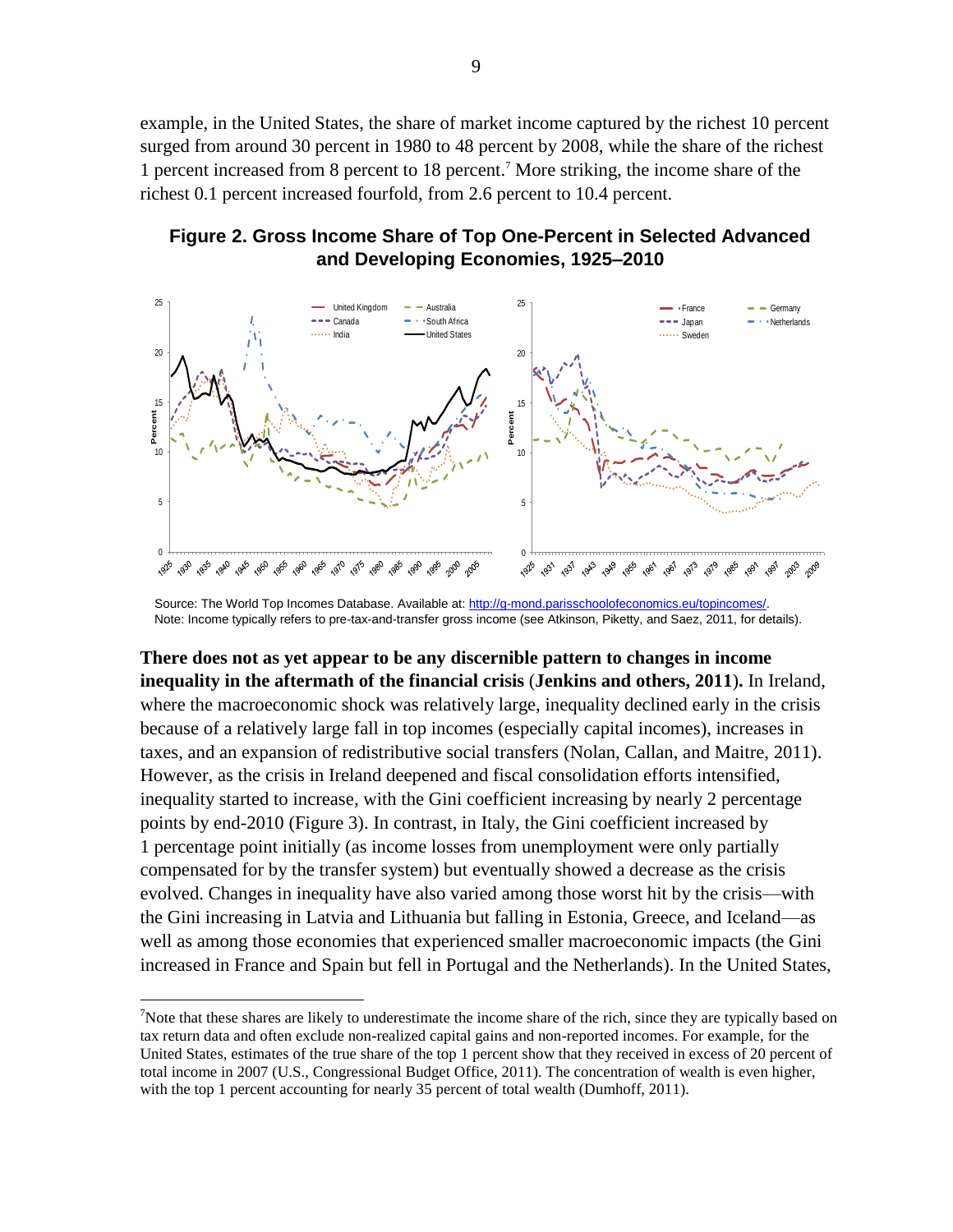example, in the United States, the share of market income captured by the richest 10 percent surged from around 30 percent in 1980 to 48 percent by 2008, while the share of the richest 1 percent increased from 8 percent to 18 percent.[7] More striking, the income share of the richest 0.1 percent increased fourfold, from 2.6 percent to 10.4 percent.

**Figure 2. Gross Income Share of Top One-Percent in Selected Advanced and Developing Economies, 1925–2010**

Source: The World Top Incomes Database. Available at: http://g-mond.parisschoolofeconomics.eu/topincomes/.
Note: Income typically refers to pre-tax-and-transfer gross income (see Atkinson, Piketty, and Saez, 2011, for details).

**There does not as yet appear to be any discernible pattern to changes in income inequality in the aftermath of the financial crisis (Jenkins and others, 2011).** In Ireland, where the macroeconomic shock was relatively large, inequality declined early in the crisis because of a relatively large fall in top incomes (especially capital incomes), increases in taxes, and an expansion of redistributive social transfers (Nolan, Callan, and Maitre, 2011). However, as the crisis in Ireland deepened and fiscal consolidation efforts intensified, inequality started to increase, with the Gini coefficient increasing by nearly 2 percentage points by end-2010 (Figure 3). In contrast, in Italy, the Gini coefficient increased by 1 percentage point initially (as income losses from unemployment were only partially compensated for by the transfer system) but eventually showed a decrease as the crisis evolved. Changes in inequality have also varied among those worst hit by the crisis—with the Gini increasing in Latvia and Lithuania but falling in Estonia, Greece, and Iceland—as well as among those economies that experienced smaller macroeconomic impacts (the Gini increased in France and Spain but fell in Portugal and the Netherlands). In the United States,

[7] Note that these shares are likely to underestimate the income share of the rich, since they are typically based on tax return data and often exclude non-realized capital gains and non-reported incomes. For example, for the United States, estimates of the true share of the top 1 percent show that they received in excess of 20 percent of total income in 2007 (U.S., Congressional Budget Office, 2011). The concentration of wealth is even higher, with the top 1 percent accounting for nearly 35 percent of total wealth (Dumhoff, 2011).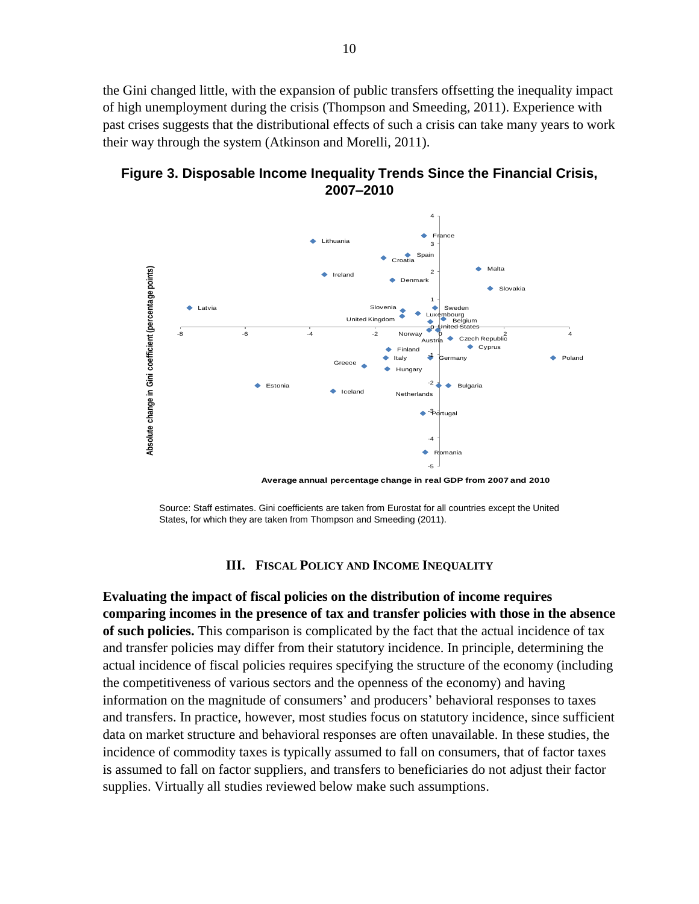the Gini changed little, with the expansion of public transfers offsetting the inequality impact of high unemployment during the crisis (Thompson and Smeeding, 2011). Experience with past crises suggests that the distributional effects of such a crisis can take many years to work their way through the system (Atkinson and Morelli, 2011).

**Figure 3. Disposable Income Inequality Trends Since the Financial Crisis, 2007–2010**

Source: Staff estimates. Gini coefficients are taken from Eurostat for all countries except the United States, for which they are taken from Thompson and Smeeding (2011).

## III. Fiscal Policy and Income Inequality

**Evaluating the impact of fiscal policies on the distribution of income requires comparing incomes in the presence of tax and transfer policies with those in the absence of such policies.** This comparison is complicated by the fact that the actual incidence of tax and transfer policies may differ from their statutory incidence. In principle, determining the actual incidence of fiscal policies requires specifying the structure of the economy (including the competitiveness of various sectors and the openness of the economy) and having information on the magnitude of consumers' and producers' behavioral responses to taxes and transfers. In practice, however, most studies focus on statutory incidence, since sufficient data on market structure and behavioral responses are often unavailable. In these studies, the incidence of commodity taxes is typically assumed to fall on consumers, that of factor taxes is assumed to fall on factor suppliers, and transfers to beneficiaries do not adjust their factor supplies. Virtually all studies reviewed below make such assumptions.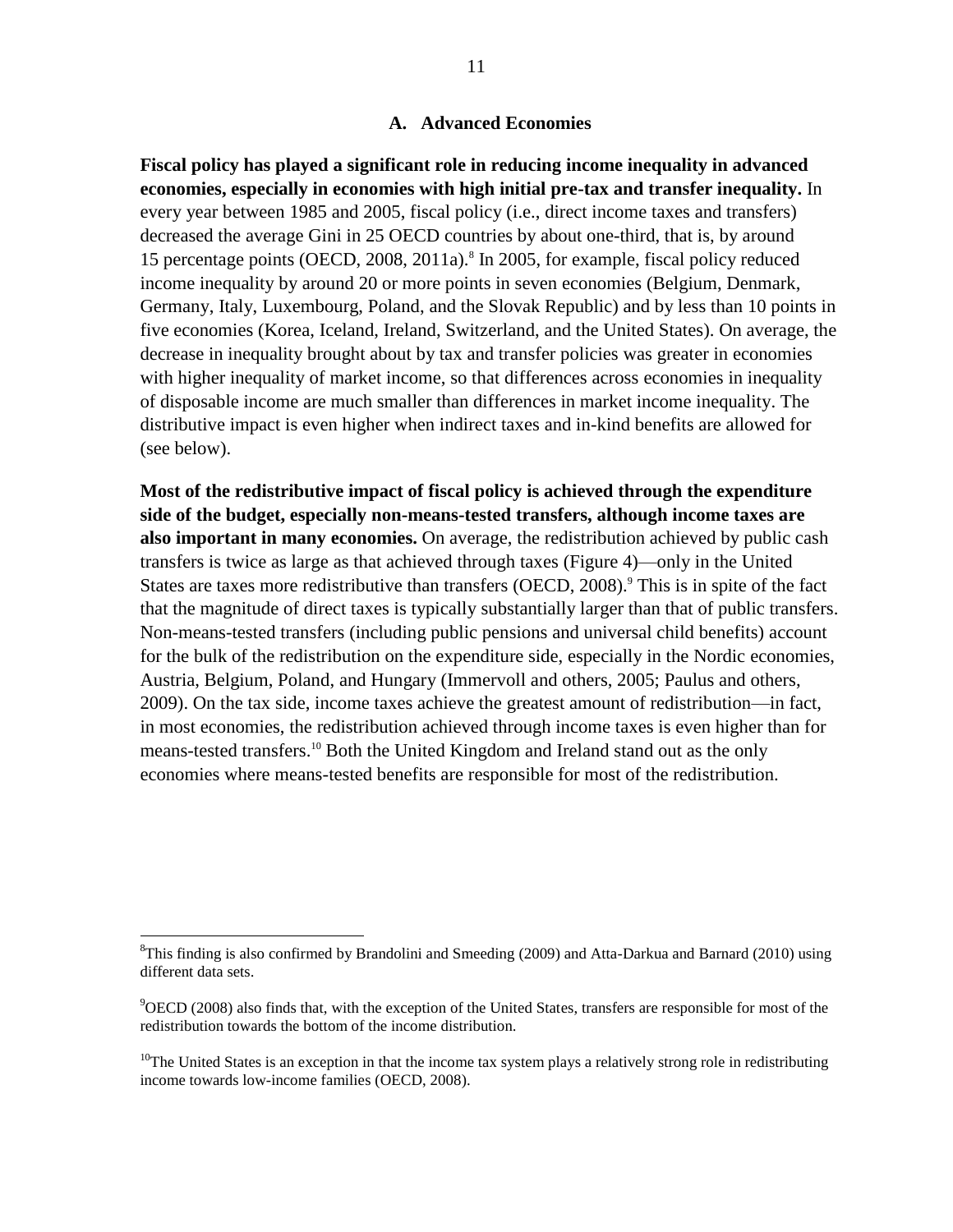### A. Advanced Economies

**Fiscal policy has played a significant role in reducing income inequality in advanced economies, especially in economies with high initial pre-tax and transfer inequality.** In every year between 1985 and 2005, fiscal policy (i.e., direct income taxes and transfers) decreased the average Gini in 25 OECD countries by about one-third, that is, by around 15 percentage points (OECD, 2008, 2011a).[8] In 2005, for example, fiscal policy reduced income inequality by around 20 or more points in seven economies (Belgium, Denmark, Germany, Italy, Luxembourg, Poland, and the Slovak Republic) and by less than 10 points in five economies (Korea, Iceland, Ireland, Switzerland, and the United States). On average, the decrease in inequality brought about by tax and transfer policies was greater in economies with higher inequality of market income, so that differences across economies in inequality of disposable income are much smaller than differences in market income inequality. The distributive impact is even higher when indirect taxes and in-kind benefits are allowed for (see below).

**Most of the redistributive impact of fiscal policy is achieved through the expenditure side of the budget, especially non-means-tested transfers, although income taxes are also important in many economies.** On average, the redistribution achieved by public cash transfers is twice as large as that achieved through taxes (Figure 4)—only in the United States are taxes more redistributive than transfers (OECD, 2008).[9] This is in spite of the fact that the magnitude of direct taxes is typically substantially larger than that of public transfers. Non-means-tested transfers (including public pensions and universal child benefits) account for the bulk of the redistribution on the expenditure side, especially in the Nordic economies, Austria, Belgium, Poland, and Hungary (Immervoll and others, 2005; Paulus and others, 2009). On the tax side, income taxes achieve the greatest amount of redistribution—in fact, in most economies, the redistribution achieved through income taxes is even higher than for means-tested transfers.[10] Both the United Kingdom and Ireland stand out as the only economies where means-tested benefits are responsible for most of the redistribution.

---

[8]This finding is also confirmed by Brandolini and Smeeding (2009) and Atta-Darkua and Barnard (2010) using different data sets.

[9]OECD (2008) also finds that, with the exception of the United States, transfers are responsible for most of the redistribution towards the bottom of the income distribution.

[10]The United States is an exception in that the income tax system plays a relatively strong role in redistributing income towards low-income families (OECD, 2008).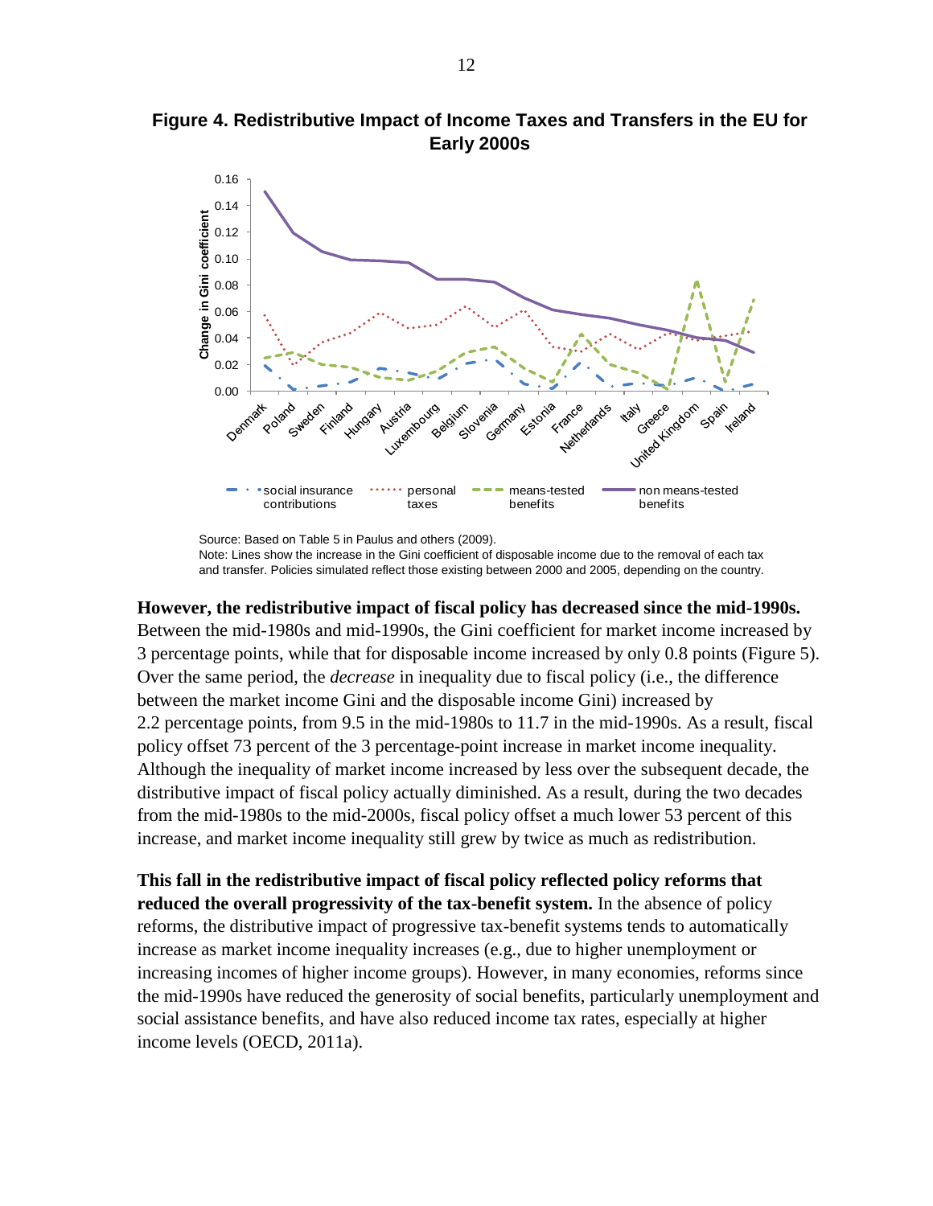**Figure 4. Redistributive Impact of Income Taxes and Transfers in the EU for Early 2000s**

Source: Based on Table 5 in Paulus and others (2009).
Note: Lines show the increase in the Gini coefficient of disposable income due to the removal of each tax and transfer. Policies simulated reflect those existing between 2000 and 2005, depending on the country.

**However, the redistributive impact of fiscal policy has decreased since the mid-1990s.** Between the mid-1980s and mid-1990s, the Gini coefficient for market income increased by 3 percentage points, while that for disposable income increased by only 0.8 points (Figure 5). Over the same period, the *decrease* in inequality due to fiscal policy (i.e., the difference between the market income Gini and the disposable income Gini) increased by 2.2 percentage points, from 9.5 in the mid-1980s to 11.7 in the mid-1990s. As a result, fiscal policy offset 73 percent of the 3 percentage-point increase in market income inequality. Although the inequality of market income increased by less over the subsequent decade, the distributive impact of fiscal policy actually diminished. As a result, during the two decades from the mid-1980s to the mid-2000s, fiscal policy offset a much lower 53 percent of this increase, and market income inequality still grew by twice as much as redistribution.

**This fall in the redistributive impact of fiscal policy reflected policy reforms that reduced the overall progressivity of the tax-benefit system.** In the absence of policy reforms, the distributive impact of progressive tax-benefit systems tends to automatically increase as market income inequality increases (e.g., due to higher unemployment or increasing incomes of higher income groups). However, in many economies, reforms since the mid-1990s have reduced the generosity of social benefits, particularly unemployment and social assistance benefits, and have also reduced income tax rates, especially at higher income levels (OECD, 2011a).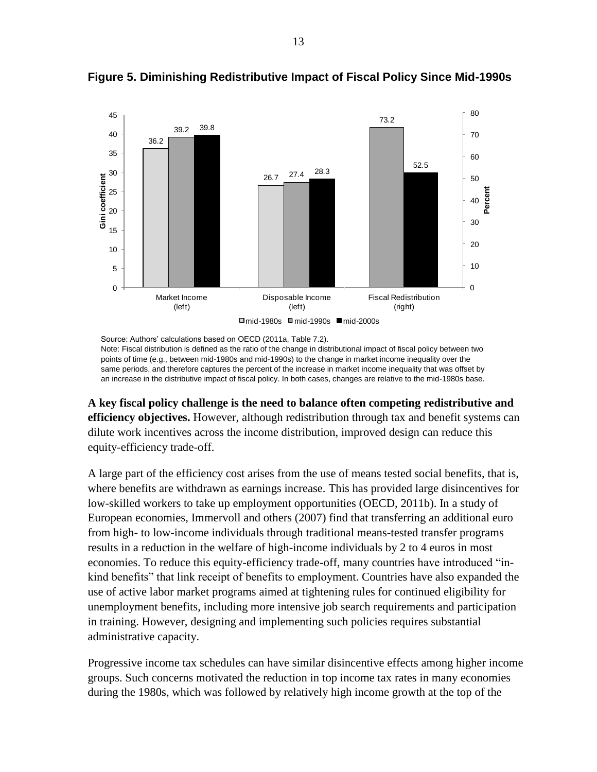**Figure 5. Diminishing Redistributive Impact of Fiscal Policy Since Mid-1990s**

| | mid-1980s | mid-1990s | mid-2000s |
|---|---|---|---|
| Market Income (left) | 36.2 | 39.2 | 39.8 |
| Disposable Income (left) | 26.7 | 27.4 | 28.3 |
| Fiscal Redistribution (right) | | 73.2 | 52.5 |

Source: Authors' calculations based on OECD (2011a, Table 7.2).

Note: Fiscal distribution is defined as the ratio of the change in distributional impact of fiscal policy between two points of time (e.g., between mid-1980s and mid-1990s) to the change in market income inequality over the same periods, and therefore captures the percent of the increase in market income inequality that was offset by an increase in the distributive impact of fiscal policy. In both cases, changes are relative to the mid-1980s base.

**A key fiscal policy challenge is the need to balance often competing redistributive and efficiency objectives.** However, although redistribution through tax and benefit systems can dilute work incentives across the income distribution, improved design can reduce this equity-efficiency trade-off.

A large part of the efficiency cost arises from the use of means tested social benefits, that is, where benefits are withdrawn as earnings increase. This has provided large disincentives for low-skilled workers to take up employment opportunities (OECD, 2011b). In a study of European economies, Immervoll and others (2007) find that transferring an additional euro from high- to low-income individuals through traditional means-tested transfer programs results in a reduction in the welfare of high-income individuals by 2 to 4 euros in most economies. To reduce this equity-efficiency trade-off, many countries have introduced "in-kind benefits" that link receipt of benefits to employment. Countries have also expanded the use of active labor market programs aimed at tightening rules for continued eligibility for unemployment benefits, including more intensive job search requirements and participation in training. However, designing and implementing such policies requires substantial administrative capacity.

Progressive income tax schedules can have similar disincentive effects among higher income groups. Such concerns motivated the reduction in top income tax rates in many economies during the 1980s, which was followed by relatively high income growth at the top of the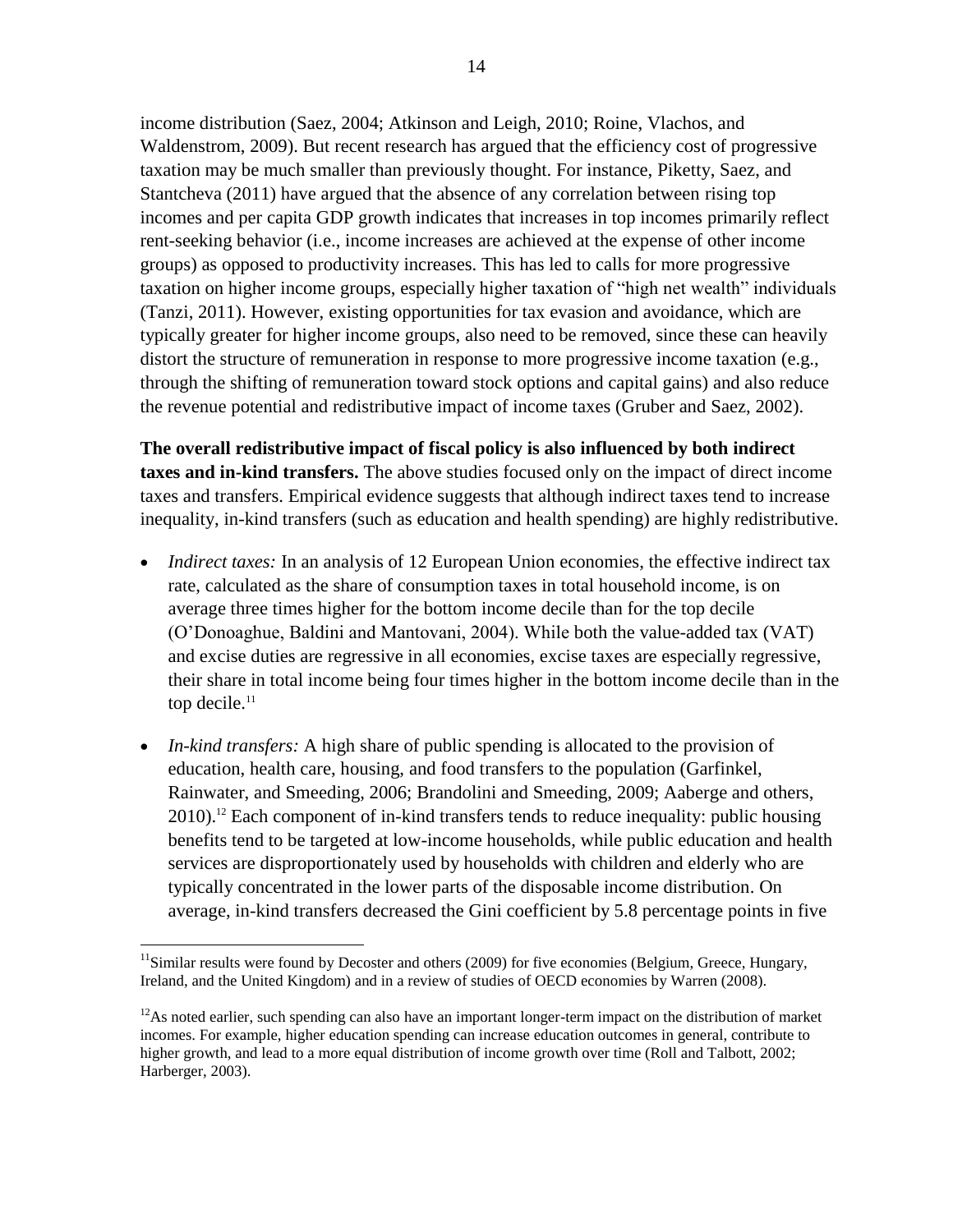income distribution (Saez, 2004; Atkinson and Leigh, 2010; Roine, Vlachos, and Waldenstrom, 2009). But recent research has argued that the efficiency cost of progressive taxation may be much smaller than previously thought. For instance, Piketty, Saez, and Stantcheva (2011) have argued that the absence of any correlation between rising top incomes and per capita GDP growth indicates that increases in top incomes primarily reflect rent-seeking behavior (i.e., income increases are achieved at the expense of other income groups) as opposed to productivity increases. This has led to calls for more progressive taxation on higher income groups, especially higher taxation of "high net wealth" individuals (Tanzi, 2011). However, existing opportunities for tax evasion and avoidance, which are typically greater for higher income groups, also need to be removed, since these can heavily distort the structure of remuneration in response to more progressive income taxation (e.g., through the shifting of remuneration toward stock options and capital gains) and also reduce the revenue potential and redistributive impact of income taxes (Gruber and Saez, 2002).

**The overall redistributive impact of fiscal policy is also influenced by both indirect taxes and in-kind transfers.** The above studies focused only on the impact of direct income taxes and transfers. Empirical evidence suggests that although indirect taxes tend to increase inequality, in-kind transfers (such as education and health spending) are highly redistributive.

- *Indirect taxes:* In an analysis of 12 European Union economies, the effective indirect tax rate, calculated as the share of consumption taxes in total household income, is on average three times higher for the bottom income decile than for the top decile (O'Donoaghue, Baldini and Mantovani, 2004). While both the value-added tax (VAT) and excise duties are regressive in all economies, excise taxes are especially regressive, their share in total income being four times higher in the bottom income decile than in the top decile.[11]

- *In-kind transfers:* A high share of public spending is allocated to the provision of education, health care, housing, and food transfers to the population (Garfinkel, Rainwater, and Smeeding, 2006; Brandolini and Smeeding, 2009; Aaberge and others, 2010).[12] Each component of in-kind transfers tends to reduce inequality: public housing benefits tend to be targeted at low-income households, while public education and health services are disproportionately used by households with children and elderly who are typically concentrated in the lower parts of the disposable income distribution. On average, in-kind transfers decreased the Gini coefficient by 5.8 percentage points in five

[11] Similar results were found by Decoster and others (2009) for five economies (Belgium, Greece, Hungary, Ireland, and the United Kingdom) and in a review of studies of OECD economies by Warren (2008).

[12] As noted earlier, such spending can also have an important longer-term impact on the distribution of market incomes. For example, higher education spending can increase education outcomes in general, contribute to higher growth, and lead to a more equal distribution of income growth over time (Roll and Talbott, 2002; Harberger, 2003).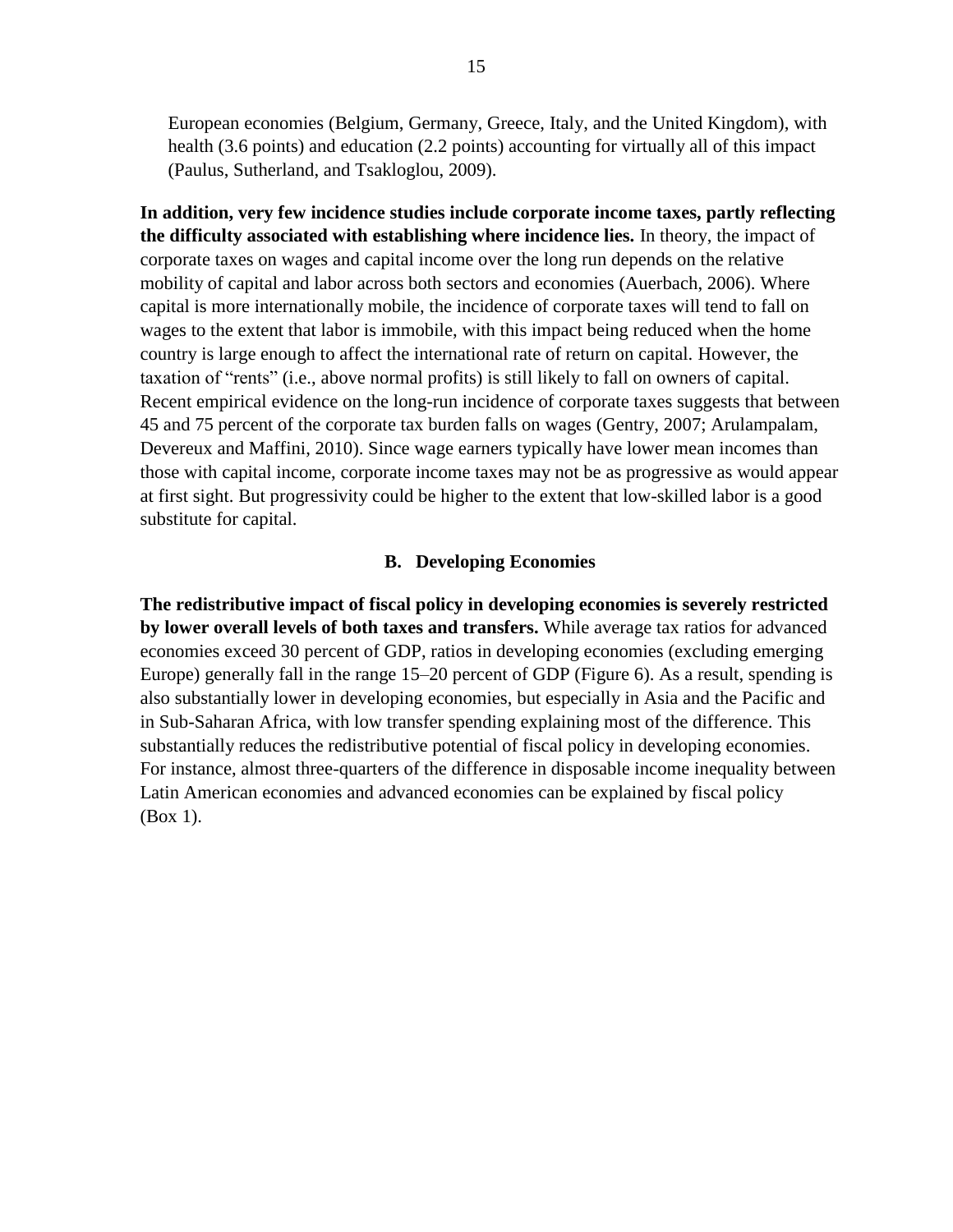European economies (Belgium, Germany, Greece, Italy, and the United Kingdom), with health (3.6 points) and education (2.2 points) accounting for virtually all of this impact (Paulus, Sutherland, and Tsakloglou, 2009).

**In addition, very few incidence studies include corporate income taxes, partly reflecting the difficulty associated with establishing where incidence lies.** In theory, the impact of corporate taxes on wages and capital income over the long run depends on the relative mobility of capital and labor across both sectors and economies (Auerbach, 2006). Where capital is more internationally mobile, the incidence of corporate taxes will tend to fall on wages to the extent that labor is immobile, with this impact being reduced when the home country is large enough to affect the international rate of return on capital. However, the taxation of "rents" (i.e., above normal profits) is still likely to fall on owners of capital. Recent empirical evidence on the long-run incidence of corporate taxes suggests that between 45 and 75 percent of the corporate tax burden falls on wages (Gentry, 2007; Arulampalam, Devereux and Maffini, 2010). Since wage earners typically have lower mean incomes than those with capital income, corporate income taxes may not be as progressive as would appear at first sight. But progressivity could be higher to the extent that low-skilled labor is a good substitute for capital.

### B. Developing Economies

**The redistributive impact of fiscal policy in developing economies is severely restricted by lower overall levels of both taxes and transfers.** While average tax ratios for advanced economies exceed 30 percent of GDP, ratios in developing economies (excluding emerging Europe) generally fall in the range 15–20 percent of GDP (Figure 6). As a result, spending is also substantially lower in developing economies, but especially in Asia and the Pacific and in Sub-Saharan Africa, with low transfer spending explaining most of the difference. This substantially reduces the redistributive potential of fiscal policy in developing economies. For instance, almost three-quarters of the difference in disposable income inequality between Latin American economies and advanced economies can be explained by fiscal policy (Box 1).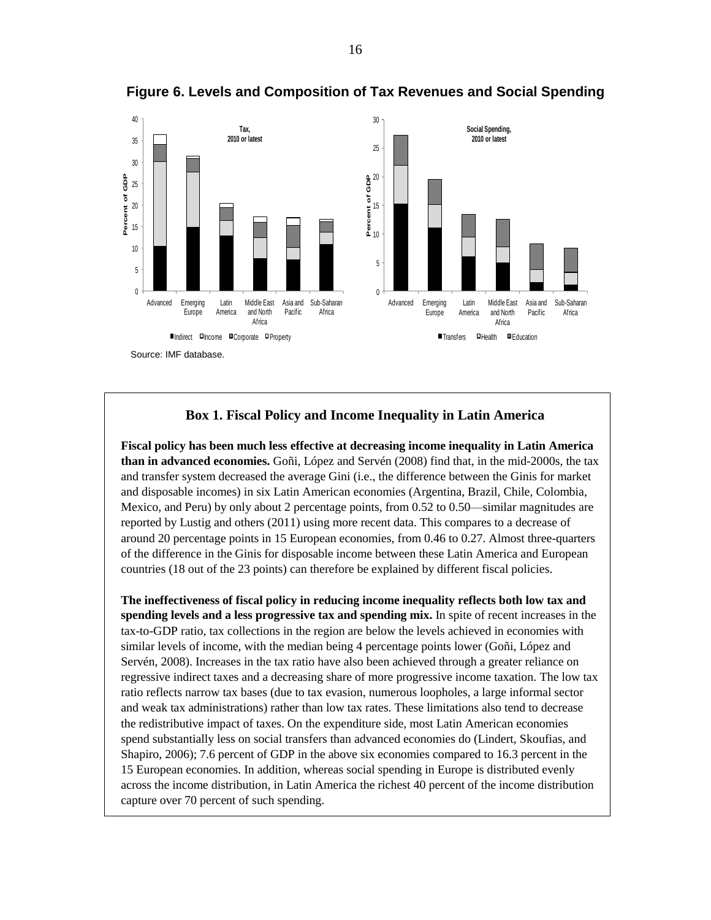## Figure 6. Levels and Composition of Tax Revenues and Social Spending

Source: IMF database.

### Box 1. Fiscal Policy and Income Inequality in Latin America

**Fiscal policy has been much less effective at decreasing income inequality in Latin America than in advanced economies.** Goñi, López and Servén (2008) find that, in the mid-2000s, the tax and transfer system decreased the average Gini (i.e., the difference between the Ginis for market and disposable incomes) in six Latin American economies (Argentina, Brazil, Chile, Colombia, Mexico, and Peru) by only about 2 percentage points, from 0.52 to 0.50—similar magnitudes are reported by Lustig and others (2011) using more recent data. This compares to a decrease of around 20 percentage points in 15 European economies, from 0.46 to 0.27. Almost three-quarters of the difference in the Ginis for disposable income between these Latin America and European countries (18 out of the 23 points) can therefore be explained by different fiscal policies.

**The ineffectiveness of fiscal policy in reducing income inequality reflects both low tax and spending levels and a less progressive tax and spending mix.** In spite of recent increases in the tax-to-GDP ratio, tax collections in the region are below the levels achieved in economies with similar levels of income, with the median being 4 percentage points lower (Goñi, López and Servén, 2008). Increases in the tax ratio have also been achieved through a greater reliance on regressive indirect taxes and a decreasing share of more progressive income taxation. The low tax ratio reflects narrow tax bases (due to tax evasion, numerous loopholes, a large informal sector and weak tax administrations) rather than low tax rates. These limitations also tend to decrease the redistributive impact of taxes. On the expenditure side, most Latin American economies spend substantially less on social transfers than advanced economies do (Lindert, Skoufias, and Shapiro, 2006); 7.6 percent of GDP in the above six economies compared to 16.3 percent in the 15 European economies. In addition, whereas social spending in Europe is distributed evenly across the income distribution, in Latin America the richest 40 percent of the income distribution capture over 70 percent of such spending.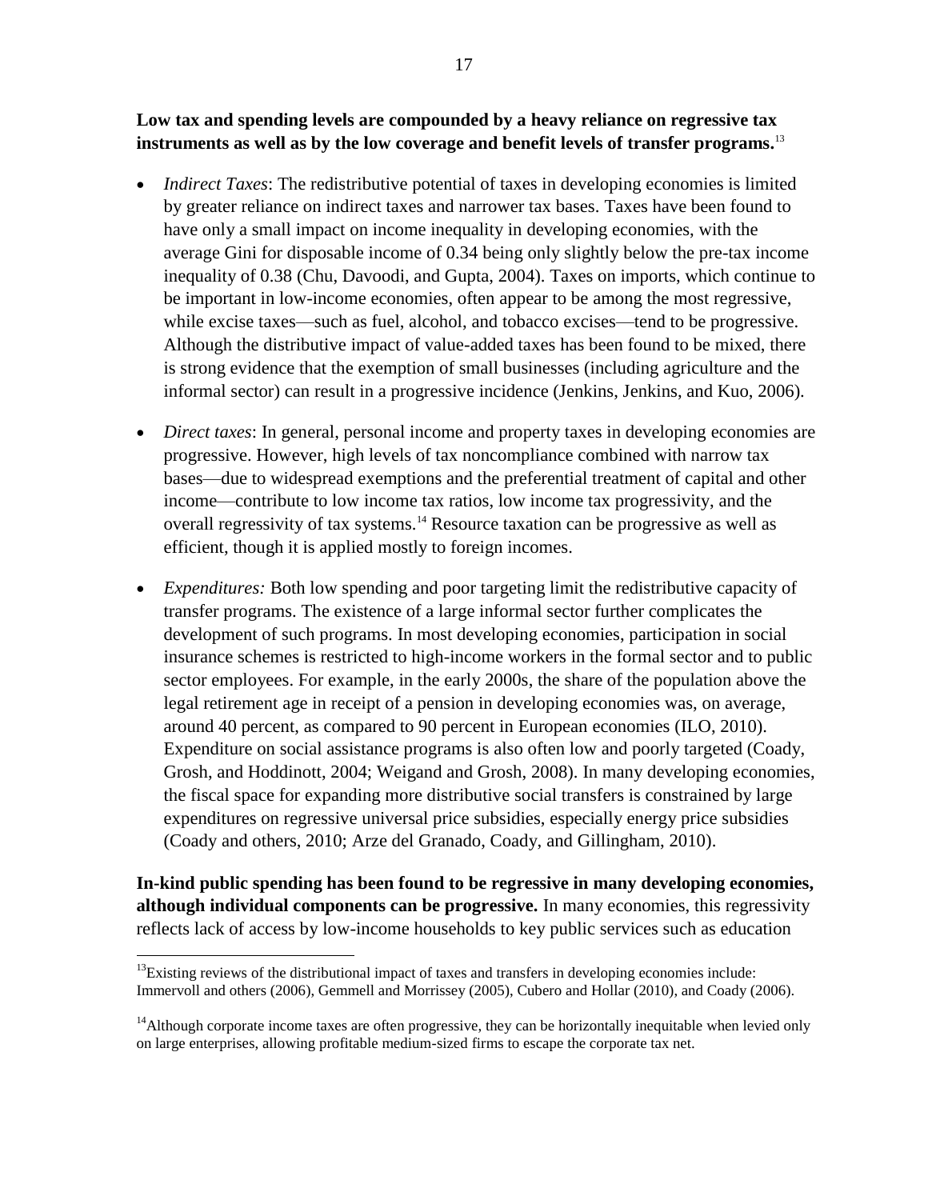**Low tax and spending levels are compounded by a heavy reliance on regressive tax instruments as well as by the low coverage and benefit levels of transfer programs.**[13]

- *Indirect Taxes*: The redistributive potential of taxes in developing economies is limited by greater reliance on indirect taxes and narrower tax bases. Taxes have been found to have only a small impact on income inequality in developing economies, with the average Gini for disposable income of 0.34 being only slightly below the pre-tax income inequality of 0.38 (Chu, Davoodi, and Gupta, 2004). Taxes on imports, which continue to be important in low-income economies, often appear to be among the most regressive, while excise taxes—such as fuel, alcohol, and tobacco excises—tend to be progressive. Although the distributive impact of value-added taxes has been found to be mixed, there is strong evidence that the exemption of small businesses (including agriculture and the informal sector) can result in a progressive incidence (Jenkins, Jenkins, and Kuo, 2006).

- *Direct taxes*: In general, personal income and property taxes in developing economies are progressive. However, high levels of tax noncompliance combined with narrow tax bases—due to widespread exemptions and the preferential treatment of capital and other income—contribute to low income tax ratios, low income tax progressivity, and the overall regressivity of tax systems.[14] Resource taxation can be progressive as well as efficient, though it is applied mostly to foreign incomes.

- *Expenditures:* Both low spending and poor targeting limit the redistributive capacity of transfer programs. The existence of a large informal sector further complicates the development of such programs. In most developing economies, participation in social insurance schemes is restricted to high-income workers in the formal sector and to public sector employees. For example, in the early 2000s, the share of the population above the legal retirement age in receipt of a pension in developing economies was, on average, around 40 percent, as compared to 90 percent in European economies (ILO, 2010). Expenditure on social assistance programs is also often low and poorly targeted (Coady, Grosh, and Hoddinott, 2004; Weigand and Grosh, 2008). In many developing economies, the fiscal space for expanding more distributive social transfers is constrained by large expenditures on regressive universal price subsidies, especially energy price subsidies (Coady and others, 2010; Arze del Granado, Coady, and Gillingham, 2010).

**In-kind public spending has been found to be regressive in many developing economies, although individual components can be progressive.** In many economies, this regressivity reflects lack of access by low-income households to key public services such as education

---

[13] Existing reviews of the distributional impact of taxes and transfers in developing economies include: Immervoll and others (2006), Gemmell and Morrissey (2005), Cubero and Hollar (2010), and Coady (2006).

[14] Although corporate income taxes are often progressive, they can be horizontally inequitable when levied only on large enterprises, allowing profitable medium-sized firms to escape the corporate tax net.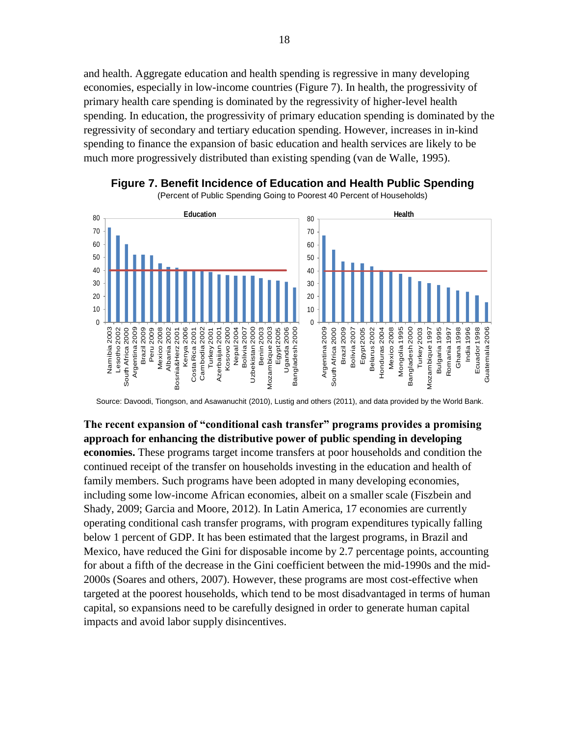and health. Aggregate education and health spending is regressive in many developing economies, especially in low-income countries (Figure 7). In health, the progressivity of primary health care spending is dominated by the regressivity of higher-level health spending. In education, the progressivity of primary education spending is dominated by the regressivity of secondary and tertiary education spending. However, increases in in-kind spending to finance the expansion of basic education and health services are likely to be much more progressively distributed than existing spending (van de Walle, 1995).

**Figure 7. Benefit Incidence of Education and Health Public Spending**

(Percent of Public Spending Going to Poorest 40 Percent of Households)

Source: Davoodi, Tiongson, and Asawanuchit (2010), Lustig and others (2011), and data provided by the World Bank.

**The recent expansion of "conditional cash transfer" programs provides a promising approach for enhancing the distributive power of public spending in developing economies.** These programs target income transfers at poor households and condition the continued receipt of the transfer on households investing in the education and health of family members. Such programs have been adopted in many developing economies, including some low-income African economies, albeit on a smaller scale (Fiszbein and Shady, 2009; Garcia and Moore, 2012). In Latin America, 17 economies are currently operating conditional cash transfer programs, with program expenditures typically falling below 1 percent of GDP. It has been estimated that the largest programs, in Brazil and Mexico, have reduced the Gini for disposable income by 2.7 percentage points, accounting for about a fifth of the decrease in the Gini coefficient between the mid-1990s and the mid-2000s (Soares and others, 2007). However, these programs are most cost-effective when targeted at the poorest households, which tend to be most disadvantaged in terms of human capital, so expansions need to be carefully designed in order to generate human capital impacts and avoid labor supply disincentives.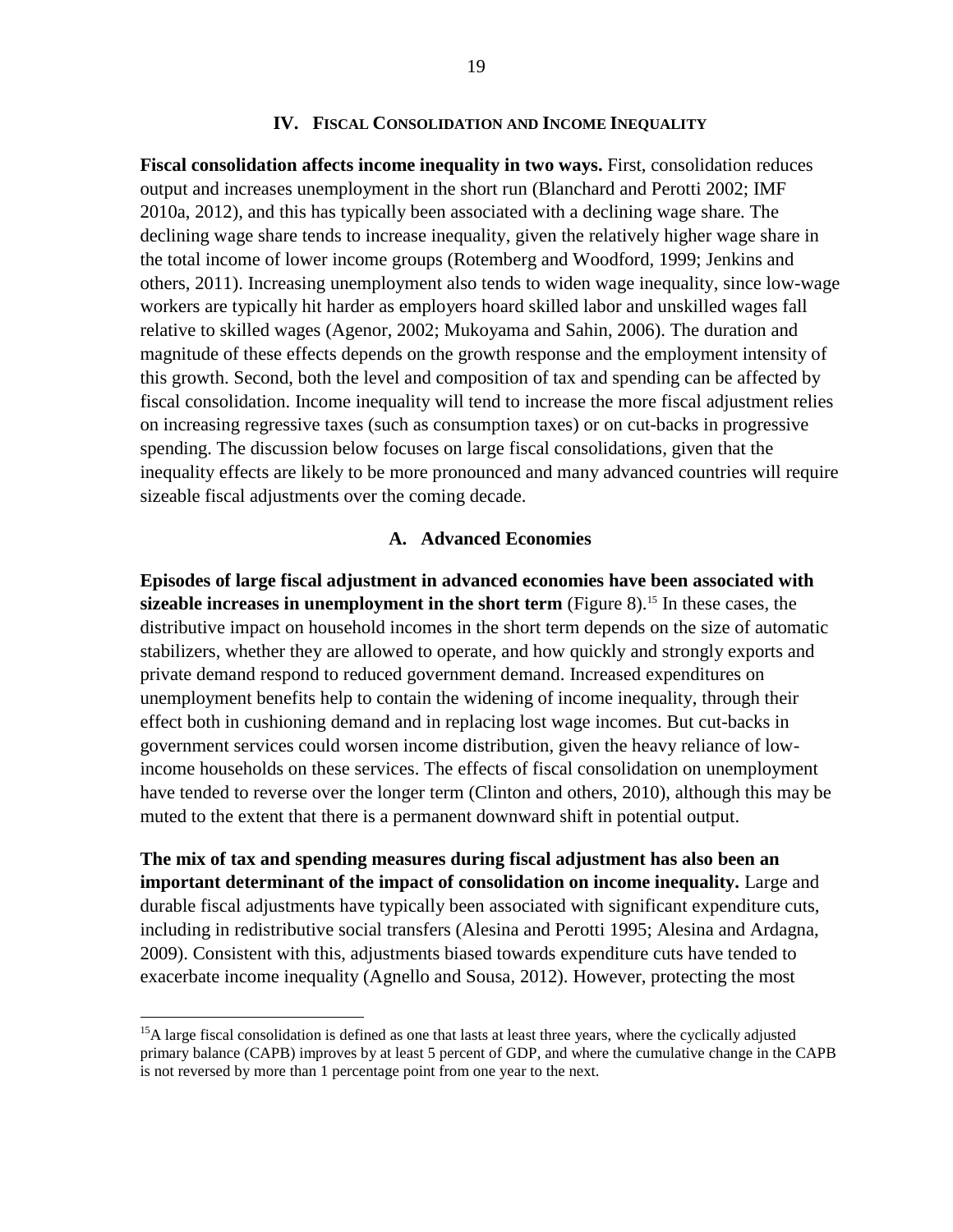## IV. Fiscal Consolidation and Income Inequality

**Fiscal consolidation affects income inequality in two ways.** First, consolidation reduces output and increases unemployment in the short run (Blanchard and Perotti 2002; IMF 2010a, 2012), and this has typically been associated with a declining wage share. The declining wage share tends to increase inequality, given the relatively higher wage share in the total income of lower income groups (Rotemberg and Woodford, 1999; Jenkins and others, 2011). Increasing unemployment also tends to widen wage inequality, since low-wage workers are typically hit harder as employers hoard skilled labor and unskilled wages fall relative to skilled wages (Agenor, 2002; Mukoyama and Sahin, 2006). The duration and magnitude of these effects depends on the growth response and the employment intensity of this growth. Second, both the level and composition of tax and spending can be affected by fiscal consolidation. Income inequality will tend to increase the more fiscal adjustment relies on increasing regressive taxes (such as consumption taxes) or on cut-backs in progressive spending. The discussion below focuses on large fiscal consolidations, given that the inequality effects are likely to be more pronounced and many advanced countries will require sizeable fiscal adjustments over the coming decade.

### A. Advanced Economies

**Episodes of large fiscal adjustment in advanced economies have been associated with sizeable increases in unemployment in the short term** (Figure 8).[15] In these cases, the distributive impact on household incomes in the short term depends on the size of automatic stabilizers, whether they are allowed to operate, and how quickly and strongly exports and private demand respond to reduced government demand. Increased expenditures on unemployment benefits help to contain the widening of income inequality, through their effect both in cushioning demand and in replacing lost wage incomes. But cut-backs in government services could worsen income distribution, given the heavy reliance of low-income households on these services. The effects of fiscal consolidation on unemployment have tended to reverse over the longer term (Clinton and others, 2010), although this may be muted to the extent that there is a permanent downward shift in potential output.

**The mix of tax and spending measures during fiscal adjustment has also been an important determinant of the impact of consolidation on income inequality.** Large and durable fiscal adjustments have typically been associated with significant expenditure cuts, including in redistributive social transfers (Alesina and Perotti 1995; Alesina and Ardagna, 2009). Consistent with this, adjustments biased towards expenditure cuts have tended to exacerbate income inequality (Agnello and Sousa, 2012). However, protecting the most

[15] A large fiscal consolidation is defined as one that lasts at least three years, where the cyclically adjusted primary balance (CAPB) improves by at least 5 percent of GDP, and where the cumulative change in the CAPB is not reversed by more than 1 percentage point from one year to the next.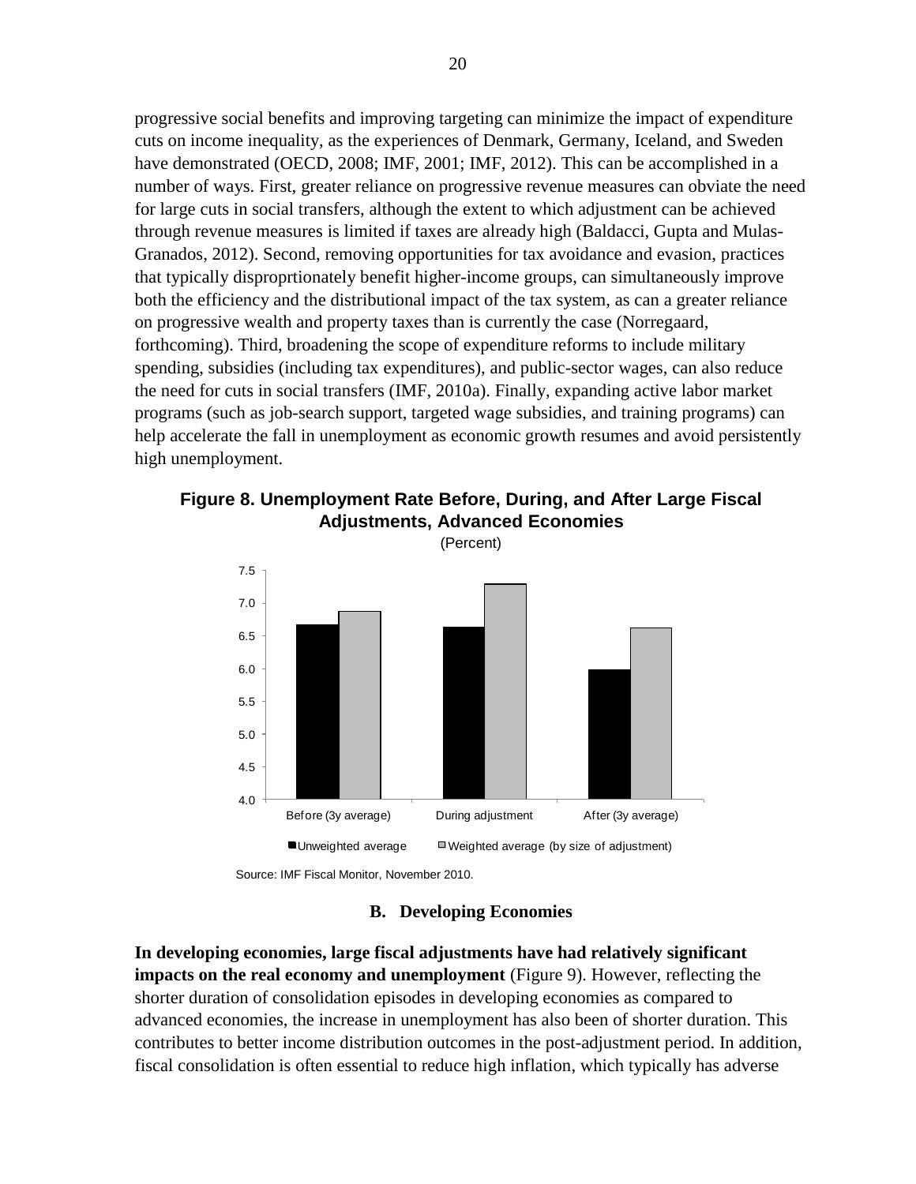progressive social benefits and improving targeting can minimize the impact of expenditure cuts on income inequality, as the experiences of Denmark, Germany, Iceland, and Sweden have demonstrated (OECD, 2008; IMF, 2001; IMF, 2012). This can be accomplished in a number of ways. First, greater reliance on progressive revenue measures can obviate the need for large cuts in social transfers, although the extent to which adjustment can be achieved through revenue measures is limited if taxes are already high (Baldacci, Gupta and Mulas-Granados, 2012). Second, removing opportunities for tax avoidance and evasion, practices that typically disproprtionately benefit higher-income groups, can simultaneously improve both the efficiency and the distributional impact of the tax system, as can a greater reliance on progressive wealth and property taxes than is currently the case (Norregaard, forthcoming). Third, broadening the scope of expenditure reforms to include military spending, subsidies (including tax expenditures), and public-sector wages, can also reduce the need for cuts in social transfers (IMF, 2010a). Finally, expanding active labor market programs (such as job-search support, targeted wage subsidies, and training programs) can help accelerate the fall in unemployment as economic growth resumes and avoid persistently high unemployment.

**Figure 8. Unemployment Rate Before, During, and After Large Fiscal Adjustments, Advanced Economies**

(Percent)

Source: IMF Fiscal Monitor, November 2010.

### B. Developing Economies

**In developing economies, large fiscal adjustments have had relatively significant impacts on the real economy and unemployment** (Figure 9). However, reflecting the shorter duration of consolidation episodes in developing economies as compared to advanced economies, the increase in unemployment has also been of shorter duration. This contributes to better income distribution outcomes in the post-adjustment period. In addition, fiscal consolidation is often essential to reduce high inflation, which typically has adverse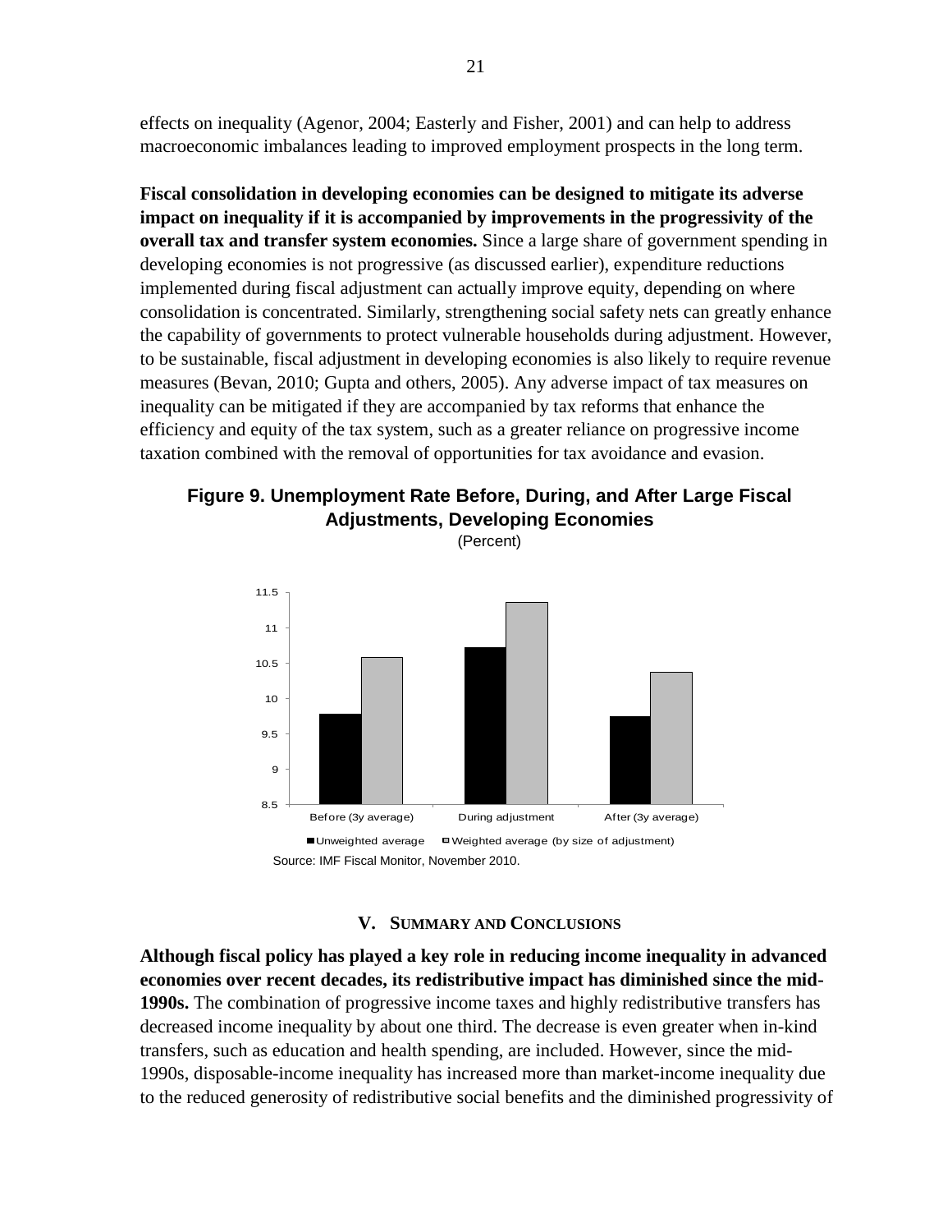effects on inequality (Agenor, 2004; Easterly and Fisher, 2001) and can help to address macroeconomic imbalances leading to improved employment prospects in the long term.

**Fiscal consolidation in developing economies can be designed to mitigate its adverse impact on inequality if it is accompanied by improvements in the progressivity of the overall tax and transfer system economies.** Since a large share of government spending in developing economies is not progressive (as discussed earlier), expenditure reductions implemented during fiscal adjustment can actually improve equity, depending on where consolidation is concentrated. Similarly, strengthening social safety nets can greatly enhance the capability of governments to protect vulnerable households during adjustment. However, to be sustainable, fiscal adjustment in developing economies is also likely to require revenue measures (Bevan, 2010; Gupta and others, 2005). Any adverse impact of tax measures on inequality can be mitigated if they are accompanied by tax reforms that enhance the efficiency and equity of the tax system, such as a greater reliance on progressive income taxation combined with the removal of opportunities for tax avoidance and evasion.

**Figure 9. Unemployment Rate Before, During, and After Large Fiscal Adjustments, Developing Economies**

(Percent)

Source: IMF Fiscal Monitor, November 2010.

## V. Summary and Conclusions

**Although fiscal policy has played a key role in reducing income inequality in advanced economies over recent decades, its redistributive impact has diminished since the mid-1990s.** The combination of progressive income taxes and highly redistributive transfers has decreased income inequality by about one third. The decrease is even greater when in-kind transfers, such as education and health spending, are included. However, since the mid-1990s, disposable-income inequality has increased more than market-income inequality due to the reduced generosity of redistributive social benefits and the diminished progressivity of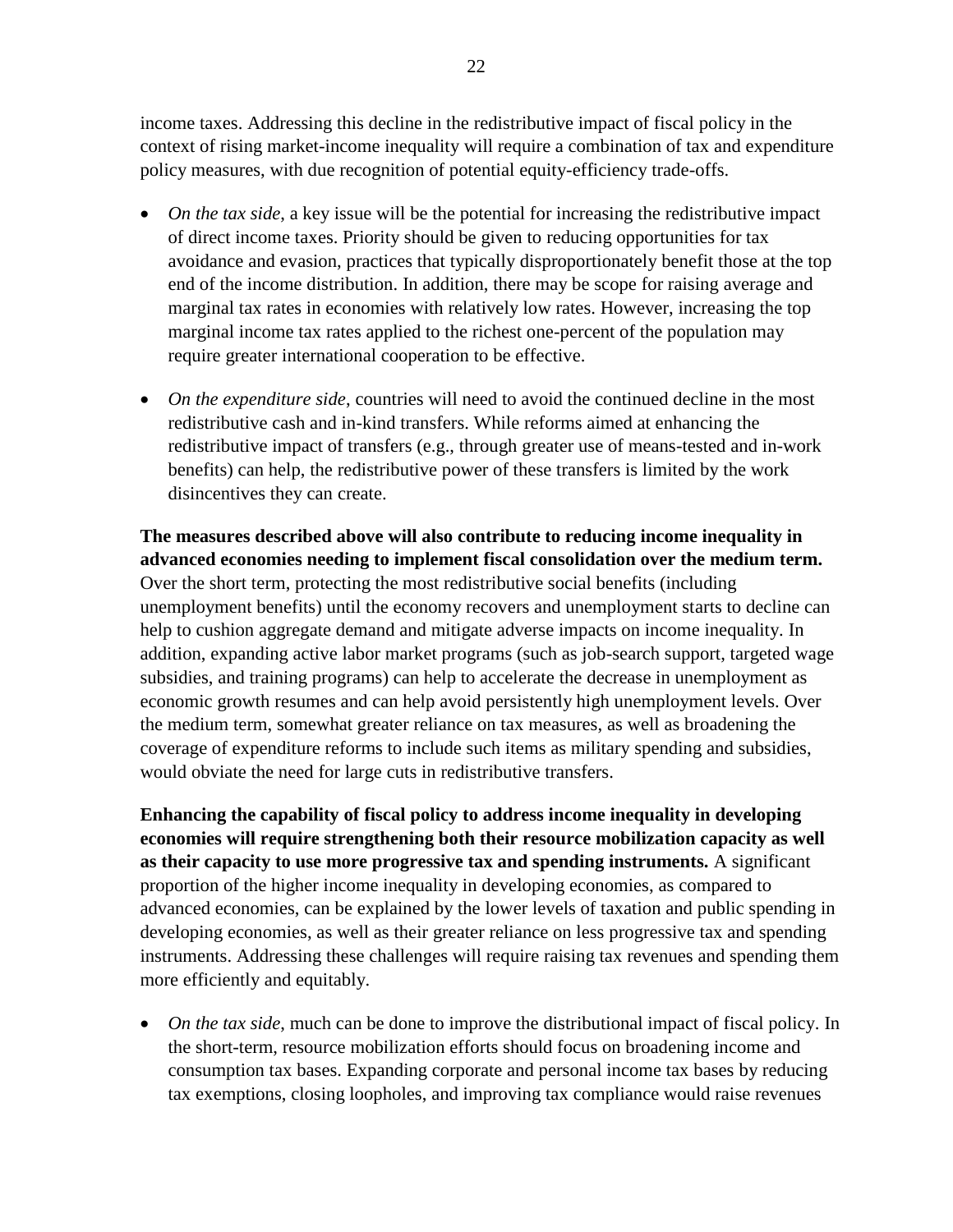income taxes. Addressing this decline in the redistributive impact of fiscal policy in the context of rising market-income inequality will require a combination of tax and expenditure policy measures, with due recognition of potential equity-efficiency trade-offs.

- *On the tax side*, a key issue will be the potential for increasing the redistributive impact of direct income taxes. Priority should be given to reducing opportunities for tax avoidance and evasion, practices that typically disproportionately benefit those at the top end of the income distribution. In addition, there may be scope for raising average and marginal tax rates in economies with relatively low rates. However, increasing the top marginal income tax rates applied to the richest one-percent of the population may require greater international cooperation to be effective.

- *On the expenditure side*, countries will need to avoid the continued decline in the most redistributive cash and in-kind transfers. While reforms aimed at enhancing the redistributive impact of transfers (e.g., through greater use of means-tested and in-work benefits) can help, the redistributive power of these transfers is limited by the work disincentives they can create.

**The measures described above will also contribute to reducing income inequality in advanced economies needing to implement fiscal consolidation over the medium term.** Over the short term, protecting the most redistributive social benefits (including unemployment benefits) until the economy recovers and unemployment starts to decline can help to cushion aggregate demand and mitigate adverse impacts on income inequality. In addition, expanding active labor market programs (such as job-search support, targeted wage subsidies, and training programs) can help to accelerate the decrease in unemployment as economic growth resumes and can help avoid persistently high unemployment levels. Over the medium term, somewhat greater reliance on tax measures, as well as broadening the coverage of expenditure reforms to include such items as military spending and subsidies, would obviate the need for large cuts in redistributive transfers.

**Enhancing the capability of fiscal policy to address income inequality in developing economies will require strengthening both their resource mobilization capacity as well as their capacity to use more progressive tax and spending instruments.** A significant proportion of the higher income inequality in developing economies, as compared to advanced economies, can be explained by the lower levels of taxation and public spending in developing economies, as well as their greater reliance on less progressive tax and spending instruments. Addressing these challenges will require raising tax revenues and spending them more efficiently and equitably.

- *On the tax side*, much can be done to improve the distributional impact of fiscal policy. In the short-term, resource mobilization efforts should focus on broadening income and consumption tax bases. Expanding corporate and personal income tax bases by reducing tax exemptions, closing loopholes, and improving tax compliance would raise revenues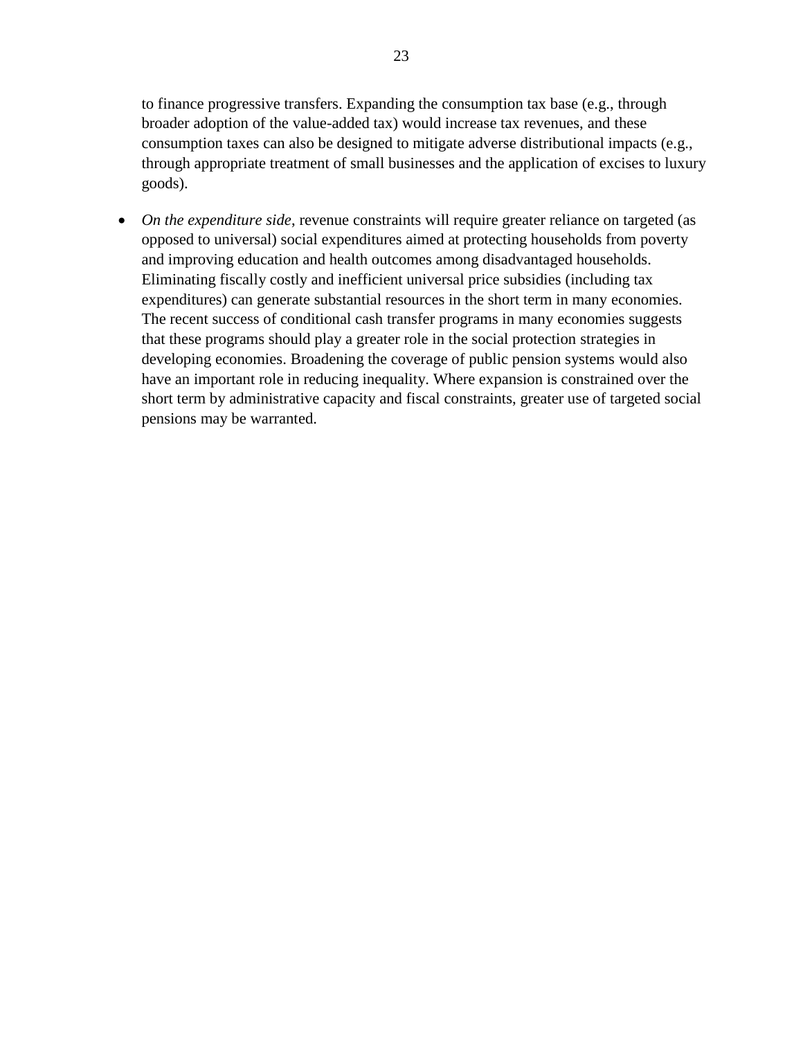to finance progressive transfers. Expanding the consumption tax base (e.g., through broader adoption of the value-added tax) would increase tax revenues, and these consumption taxes can also be designed to mitigate adverse distributional impacts (e.g., through appropriate treatment of small businesses and the application of excises to luxury goods).

- *On the expenditure side*, revenue constraints will require greater reliance on targeted (as opposed to universal) social expenditures aimed at protecting households from poverty and improving education and health outcomes among disadvantaged households. Eliminating fiscally costly and inefficient universal price subsidies (including tax expenditures) can generate substantial resources in the short term in many economies. The recent success of conditional cash transfer programs in many economies suggests that these programs should play a greater role in the social protection strategies in developing economies. Broadening the coverage of public pension systems would also have an important role in reducing inequality. Where expansion is constrained over the short term by administrative capacity and fiscal constraints, greater use of targeted social pensions may be warranted.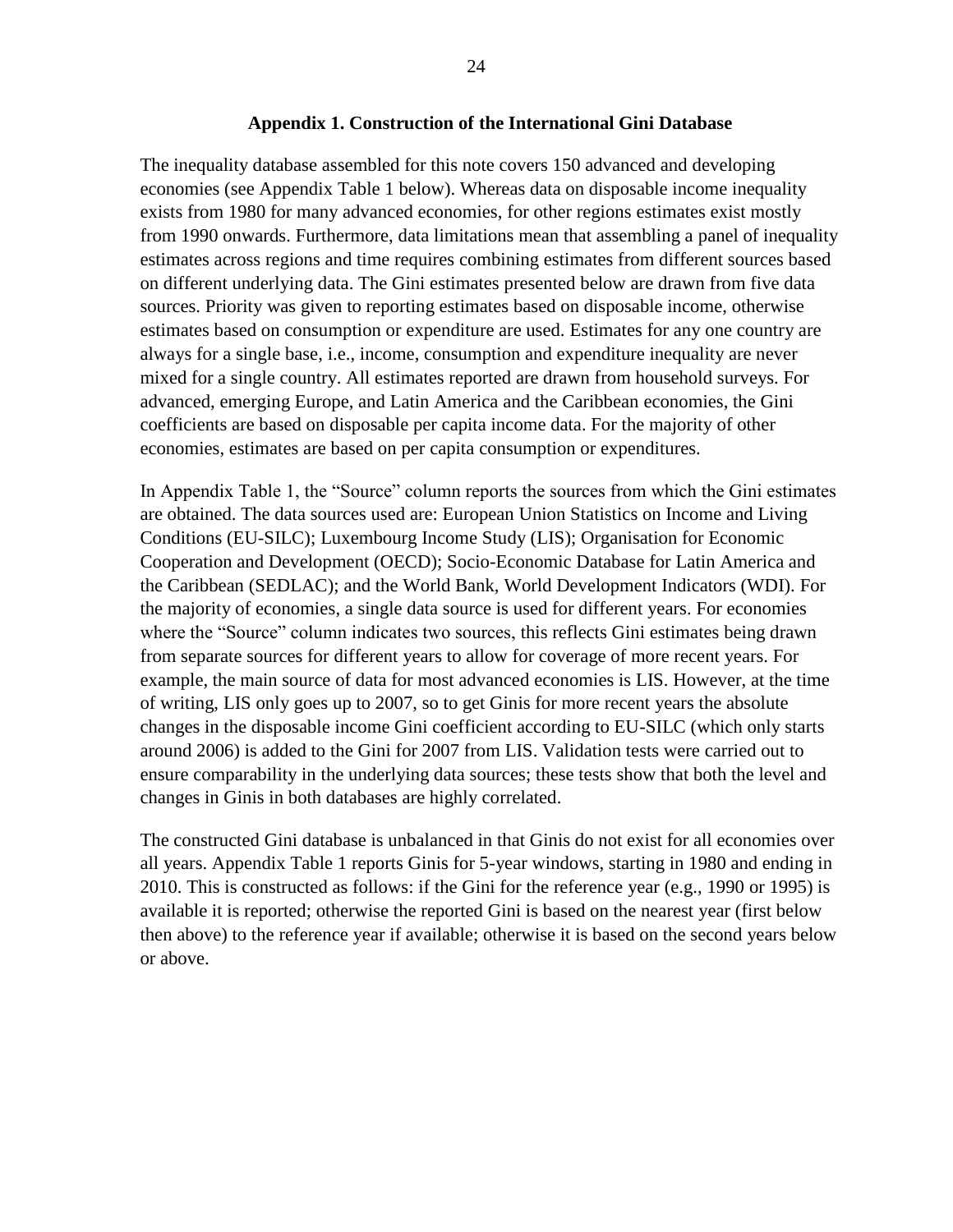## Appendix 1. Construction of the International Gini Database

The inequality database assembled for this note covers 150 advanced and developing economies (see Appendix Table 1 below). Whereas data on disposable income inequality exists from 1980 for many advanced economies, for other regions estimates exist mostly from 1990 onwards. Furthermore, data limitations mean that assembling a panel of inequality estimates across regions and time requires combining estimates from different sources based on different underlying data. The Gini estimates presented below are drawn from five data sources. Priority was given to reporting estimates based on disposable income, otherwise estimates based on consumption or expenditure are used. Estimates for any one country are always for a single base, i.e., income, consumption and expenditure inequality are never mixed for a single country. All estimates reported are drawn from household surveys. For advanced, emerging Europe, and Latin America and the Caribbean economies, the Gini coefficients are based on disposable per capita income data. For the majority of other economies, estimates are based on per capita consumption or expenditures.

In Appendix Table 1, the "Source" column reports the sources from which the Gini estimates are obtained. The data sources used are: European Union Statistics on Income and Living Conditions (EU-SILC); Luxembourg Income Study (LIS); Organisation for Economic Cooperation and Development (OECD); Socio-Economic Database for Latin America and the Caribbean (SEDLAC); and the World Bank, World Development Indicators (WDI). For the majority of economies, a single data source is used for different years. For economies where the "Source" column indicates two sources, this reflects Gini estimates being drawn from separate sources for different years to allow for coverage of more recent years. For example, the main source of data for most advanced economies is LIS. However, at the time of writing, LIS only goes up to 2007, so to get Ginis for more recent years the absolute changes in the disposable income Gini coefficient according to EU-SILC (which only starts around 2006) is added to the Gini for 2007 from LIS. Validation tests were carried out to ensure comparability in the underlying data sources; these tests show that both the level and changes in Ginis in both databases are highly correlated.

The constructed Gini database is unbalanced in that Ginis do not exist for all economies over all years. Appendix Table 1 reports Ginis for 5-year windows, starting in 1980 and ending in 2010. This is constructed as follows: if the Gini for the reference year (e.g., 1990 or 1995) is available it is reported; otherwise the reported Gini is based on the nearest year (first below then above) to the reference year if available; otherwise it is based on the second years below or above.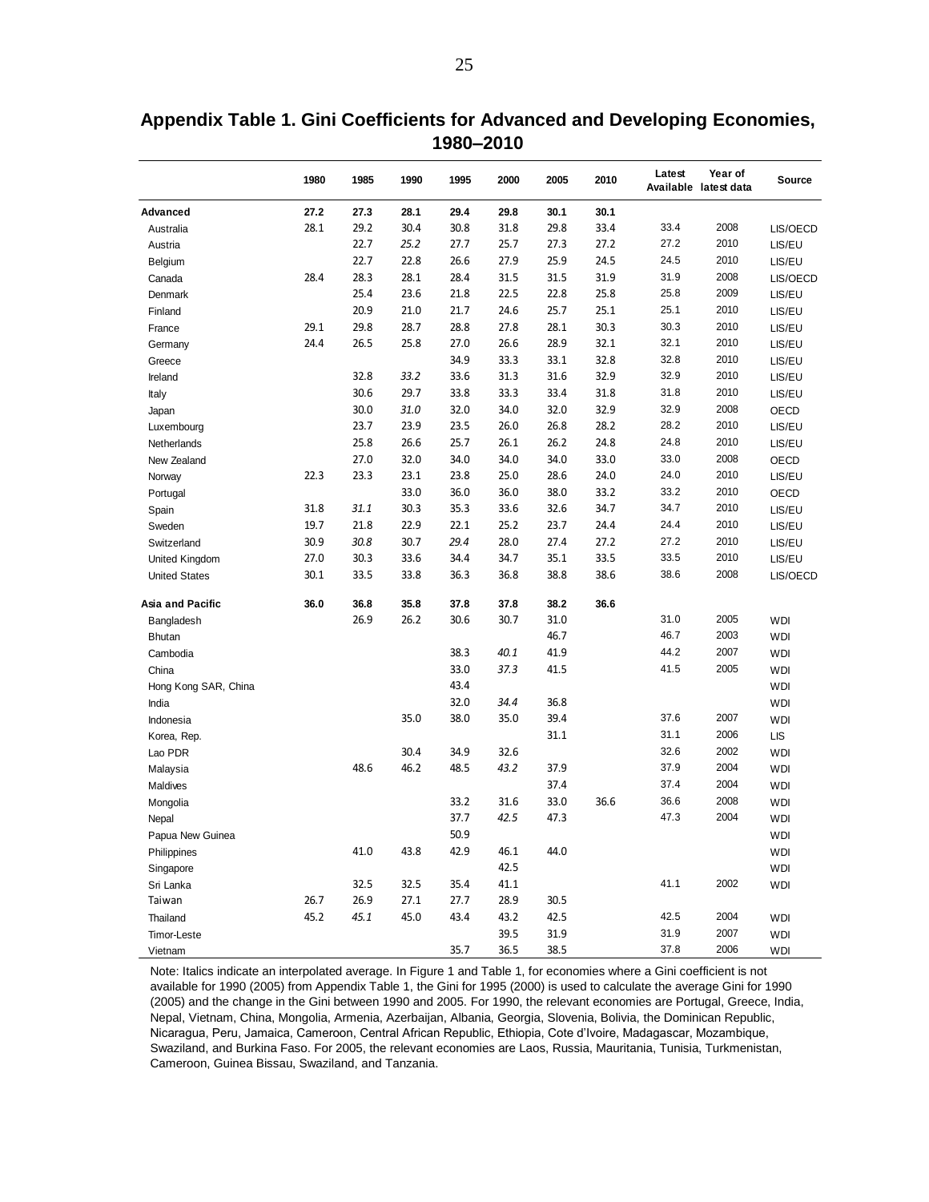**Appendix Table 1. Gini Coefficients for Advanced and Developing Economies, 1980–2010**

| | 1980 | 1985 | 1990 | 1995 | 2000 | 2005 | 2010 | Latest Available | Year of latest data | Source |
|---|---|---|---|---|---|---|---|---|---|---|
| **Advanced** | **27.2** | **27.3** | **28.1** | **29.4** | **29.8** | **30.1** | **30.1** | | | |
| Australia | 28.1 | 29.2 | 30.4 | 30.8 | 31.8 | 29.8 | 33.4 | 33.4 | 2008 | LIS/OECD |
| Austria | | 22.7 | *25.2* | 27.7 | 25.7 | 27.3 | 27.2 | 27.2 | 2010 | LIS/EU |
| Belgium | | 22.7 | 22.8 | 26.6 | 27.9 | 25.9 | 24.5 | 24.5 | 2010 | LIS/EU |
| Canada | 28.4 | 28.3 | 28.1 | 28.4 | 31.5 | 31.5 | 31.9 | 31.9 | 2008 | LIS/OECD |
| Denmark | | 25.4 | 23.6 | 21.8 | 22.5 | 22.8 | 25.8 | 25.8 | 2009 | LIS/EU |
| Finland | | 20.9 | 21.0 | 21.7 | 24.6 | 25.7 | 25.1 | 25.1 | 2010 | LIS/EU |
| France | 29.1 | 29.8 | 28.7 | 28.8 | 27.8 | 28.1 | 30.3 | 30.3 | 2010 | LIS/EU |
| Germany | 24.4 | 26.5 | 25.8 | 27.0 | 26.6 | 28.9 | 32.1 | 32.1 | 2010 | LIS/EU |
| Greece | | | | 34.9 | 33.3 | 33.1 | 32.8 | 32.8 | 2010 | LIS/EU |
| Ireland | | 32.8 | *33.2* | 33.6 | 31.3 | 31.6 | 32.9 | 32.9 | 2010 | LIS/EU |
| Italy | | 30.6 | 29.7 | 33.8 | 33.3 | 33.4 | 31.8 | 31.8 | 2010 | LIS/EU |
| Japan | | 30.0 | *31.0* | 32.0 | 34.0 | 32.0 | 32.9 | 32.9 | 2008 | OECD |
| Luxembourg | | 23.7 | 23.9 | 23.5 | 26.0 | 26.8 | 28.2 | 28.2 | 2010 | LIS/EU |
| Netherlands | | 25.8 | 26.6 | 25.7 | 26.1 | 26.2 | 24.8 | 24.8 | 2010 | LIS/EU |
| New Zealand | | 27.0 | 32.0 | 34.0 | 34.0 | 34.0 | 33.0 | 33.0 | 2008 | OECD |
| Norway | 22.3 | 23.3 | 23.1 | 23.8 | 25.0 | 28.6 | 24.0 | 24.0 | 2010 | LIS/EU |
| Portugal | | | 33.0 | 36.0 | 36.0 | 38.0 | 33.2 | 33.2 | 2010 | OECD |
| Spain | 31.8 | *31.1* | 30.3 | 35.3 | 33.6 | 32.6 | 34.7 | 34.7 | 2010 | LIS/EU |
| Sweden | 19.7 | 21.8 | 22.9 | 22.1 | 25.2 | 23.7 | 24.4 | 24.4 | 2010 | LIS/EU |
| Switzerland | 30.9 | *30.8* | 30.7 | *29.4* | 28.0 | 27.4 | 27.2 | 27.2 | 2010 | LIS/EU |
| United Kingdom | 27.0 | 30.3 | 33.6 | 34.4 | 34.7 | 35.1 | 33.5 | 33.5 | 2010 | LIS/EU |
| United States | 30.1 | 33.5 | 33.8 | 36.3 | 36.8 | 38.8 | 38.6 | 38.6 | 2008 | LIS/OECD |
| **Asia and Pacific** | **36.0** | **36.8** | **35.8** | **37.8** | **37.8** | **38.2** | **36.6** | | | |
| Bangladesh | | 26.9 | 26.2 | 30.6 | 30.7 | 31.0 | | 31.0 | 2005 | WDI |
| Bhutan | | | | | | 46.7 | | 46.7 | 2003 | WDI |
| Cambodia | | | | 38.3 | *40.1* | 41.9 | | 44.2 | 2007 | WDI |
| China | | | | 33.0 | *37.3* | 41.5 | | 41.5 | 2005 | WDI |
| Hong Kong SAR, China | | | | 43.4 | | | | | | WDI |
| India | | | | 32.0 | *34.4* | 36.8 | | | | WDI |
| Indonesia | | | 35.0 | 38.0 | 35.0 | 39.4 | | 37.6 | 2007 | WDI |
| Korea, Rep. | | | | | | 31.1 | | 31.1 | 2006 | LIS |
| Lao PDR | | | 30.4 | 34.9 | 32.6 | | | 32.6 | 2002 | WDI |
| Malaysia | | 48.6 | 46.2 | 48.5 | *43.2* | 37.9 | | 37.9 | 2004 | WDI |
| Maldives | | | | | | 37.4 | | 37.4 | 2004 | WDI |
| Mongolia | | | | 33.2 | 31.6 | 33.0 | 36.6 | 36.6 | 2008 | WDI |
| Nepal | | | | 37.7 | *42.5* | 47.3 | | 47.3 | 2004 | WDI |
| Papua New Guinea | | | | 50.9 | | | | | | WDI |
| Philippines | | 41.0 | 43.8 | 42.9 | 46.1 | 44.0 | | | | WDI |
| Singapore | | | | | 42.5 | | | | | WDI |
| Sri Lanka | | 32.5 | 32.5 | 35.4 | 41.1 | | | 41.1 | 2002 | WDI |
| Taiwan | 26.7 | 26.9 | 27.1 | 27.7 | 28.9 | 30.5 | | | | |
| Thailand | 45.2 | *45.1* | 45.0 | 43.4 | 43.2 | 42.5 | | 42.5 | 2004 | WDI |
| Timor-Leste | | | | | 39.5 | 31.9 | | 31.9 | 2007 | WDI |
| Vietnam | | | | 35.7 | 36.5 | 38.5 | | 37.8 | 2006 | WDI |

Note: Italics indicate an interpolated average. In Figure 1 and Table 1, for economies where a Gini coefficient is not available for 1990 (2005) from Appendix Table 1, the Gini for 1995 (2000) is used to calculate the average Gini for 1990 (2005) and the change in the Gini between 1990 and 2005. For 1990, the relevant economies are Portugal, Greece, India, Nepal, Vietnam, China, Mongolia, Armenia, Azerbaijan, Albania, Georgia, Slovenia, Bolivia, the Dominican Republic, Nicaragua, Peru, Jamaica, Cameroon, Central African Republic, Ethiopia, Cote d'Ivoire, Madagascar, Mozambique, Swaziland, and Burkina Faso. For 2005, the relevant economies are Laos, Russia, Mauritania, Tunisia, Turkmenistan, Cameroon, Guinea Bissau, Swaziland, and Tanzania.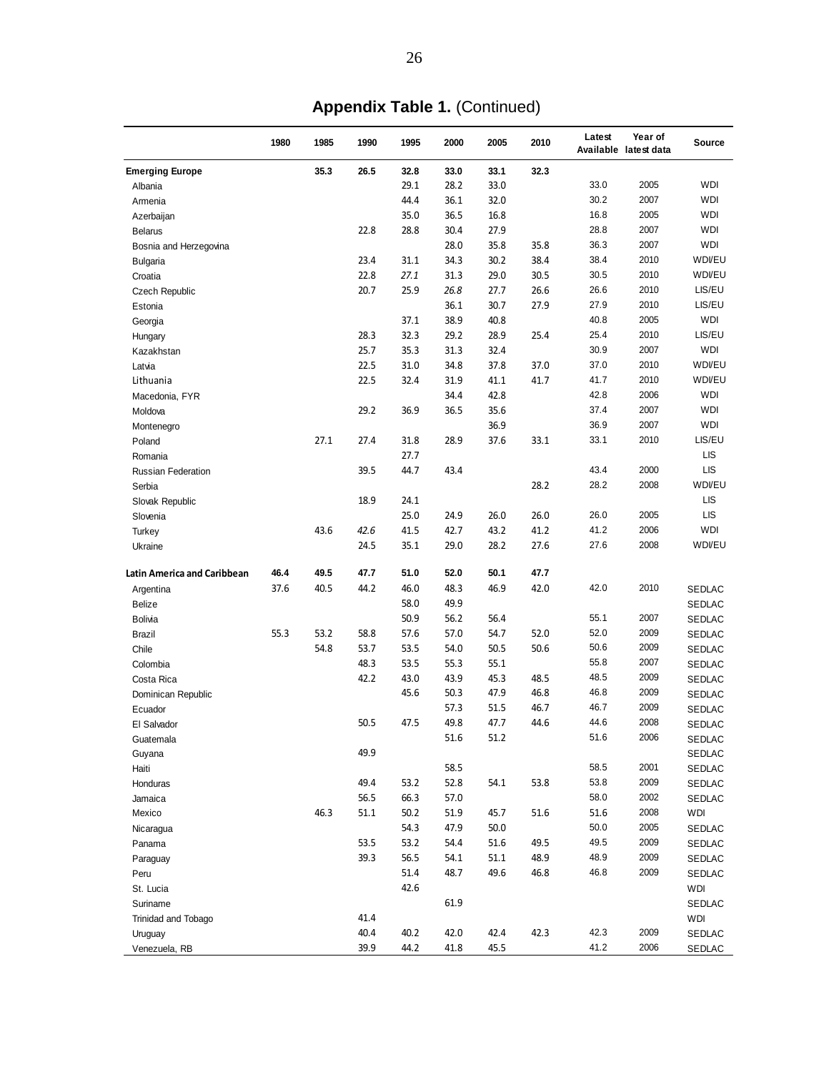**Appendix Table 1.** (Continued)

| | 1980 | 1985 | 1990 | 1995 | 2000 | 2005 | 2010 | Latest Available | Year of latest data | Source |
|---|---|---|---|---|---|---|---|---|---|---|
| **Emerging Europe** | | **35.3** | **26.5** | **32.8** | **33.0** | **33.1** | **32.3** | | | |
| Albania | | | | 29.1 | 28.2 | 33.0 | | 33.0 | 2005 | WDI |
| Armenia | | | | 44.4 | 36.1 | 32.0 | | 30.2 | 2007 | WDI |
| Azerbaijan | | | | 35.0 | 36.5 | 16.8 | | 16.8 | 2005 | WDI |
| Belarus | | | 22.8 | 28.8 | 30.4 | 27.9 | | 28.8 | 2007 | WDI |
| Bosnia and Herzegovina | | | | | 28.0 | 35.8 | 35.8 | 36.3 | 2007 | WDI |
| Bulgaria | | | 23.4 | 31.1 | 34.3 | 30.2 | 38.4 | 38.4 | 2010 | WDI/EU |
| Croatia | | | 22.8 | *27.1* | 31.3 | 29.0 | 30.5 | 30.5 | 2010 | WDI/EU |
| Czech Republic | | | 20.7 | 25.9 | *26.8* | 27.7 | 26.6 | 26.6 | 2010 | LIS/EU |
| Estonia | | | | | 36.1 | 30.7 | 27.9 | 27.9 | 2010 | LIS/EU |
| Georgia | | | | 37.1 | 38.9 | 40.8 | | 40.8 | 2005 | WDI |
| Hungary | | | 28.3 | 32.3 | 29.2 | 28.9 | 25.4 | 25.4 | 2010 | LIS/EU |
| Kazakhstan | | | 25.7 | 35.3 | 31.3 | 32.4 | | 30.9 | 2007 | WDI |
| Latvia | | | 22.5 | 31.0 | 34.8 | 37.8 | 37.0 | 37.0 | 2010 | WDI/EU |
| Lithuania | | | 22.5 | 32.4 | 31.9 | 41.1 | 41.7 | 41.7 | 2010 | WDI/EU |
| Macedonia, FYR | | | | | 34.4 | 42.8 | | 42.8 | 2006 | WDI |
| Moldova | | | 29.2 | 36.9 | 36.5 | 35.6 | | 37.4 | 2007 | WDI |
| Montenegro | | | | | | 36.9 | | 36.9 | 2007 | WDI |
| Poland | | 27.1 | 27.4 | 31.8 | 28.9 | 37.6 | 33.1 | 33.1 | 2010 | LIS/EU |
| Romania | | | | 27.7 | | | | | | LIS |
| Russian Federation | | | 39.5 | 44.7 | 43.4 | | | 43.4 | 2000 | LIS |
| Serbia | | | | | | | 28.2 | 28.2 | 2008 | WDI/EU |
| Slovak Republic | | | 18.9 | 24.1 | | | | | | LIS |
| Slovenia | | | | 25.0 | 24.9 | 26.0 | 26.0 | 26.0 | 2005 | LIS |
| Turkey | | 43.6 | *42.6* | 41.5 | 42.7 | 43.2 | 41.2 | 41.2 | 2006 | WDI |
| Ukraine | | | 24.5 | 35.1 | 29.0 | 28.2 | 27.6 | 27.6 | 2008 | WDI/EU |
| | | | | | | | | | | |
| **Latin America and Caribbean** | **46.4** | **49.5** | **47.7** | **51.0** | **52.0** | **50.1** | **47.7** | | | |
| Argentina | 37.6 | 40.5 | 44.2 | 46.0 | 48.3 | 46.9 | 42.0 | 42.0 | 2010 | SEDLAC |
| Belize | | | | 58.0 | 49.9 | | | | | SEDLAC |
| Bolivia | | | | 50.9 | 56.2 | 56.4 | | 55.1 | 2007 | SEDLAC |
| Brazil | 55.3 | 53.2 | 58.8 | 57.6 | 57.0 | 54.7 | 52.0 | 52.0 | 2009 | SEDLAC |
| Chile | | 54.8 | 53.7 | 53.5 | 54.0 | 50.5 | 50.6 | 50.6 | 2009 | SEDLAC |
| Colombia | | | 48.3 | 53.5 | 55.3 | 55.1 | | 55.8 | 2007 | SEDLAC |
| Costa Rica | | | 42.2 | 43.0 | 43.9 | 45.3 | 48.5 | 48.5 | 2009 | SEDLAC |
| Dominican Republic | | | | 45.6 | 50.3 | 47.9 | 46.8 | 46.8 | 2009 | SEDLAC |
| Ecuador | | | | | 57.3 | 51.5 | 46.7 | 46.7 | 2009 | SEDLAC |
| El Salvador | | | 50.5 | 47.5 | 49.8 | 47.7 | 44.6 | 44.6 | 2008 | SEDLAC |
| Guatemala | | | | | 51.6 | 51.2 | | 51.6 | 2006 | SEDLAC |
| Guyana | | | 49.9 | | | | | | | SEDLAC |
| Haiti | | | | | 58.5 | | | 58.5 | 2001 | SEDLAC |
| Honduras | | | 49.4 | 53.2 | 52.8 | 54.1 | 53.8 | 53.8 | 2009 | SEDLAC |
| Jamaica | | | 56.5 | 66.3 | 57.0 | | | 58.0 | 2002 | SEDLAC |
| Mexico | | 46.3 | 51.1 | 50.2 | 51.9 | 45.7 | 51.6 | 51.6 | 2008 | WDI |
| Nicaragua | | | | 54.3 | 47.9 | 50.0 | | 50.0 | 2005 | SEDLAC |
| Panama | | | 53.5 | 53.2 | 54.4 | 51.6 | 49.5 | 49.5 | 2009 | SEDLAC |
| Paraguay | | | 39.3 | 56.5 | 54.1 | 51.1 | 48.9 | 48.9 | 2009 | SEDLAC |
| Peru | | | | 51.4 | 48.7 | 49.6 | 46.8 | 46.8 | 2009 | SEDLAC |
| St. Lucia | | | | 42.6 | | | | | | WDI |
| Suriname | | | | | 61.9 | | | | | SEDLAC |
| Trinidad and Tobago | | | 41.4 | | | | | | | WDI |
| Uruguay | | | 40.4 | 40.2 | 42.0 | 42.4 | 42.3 | 42.3 | 2009 | SEDLAC |
| Venezuela, RB | | | 39.9 | 44.2 | 41.8 | 45.5 | | 41.2 | 2006 | SEDLAC |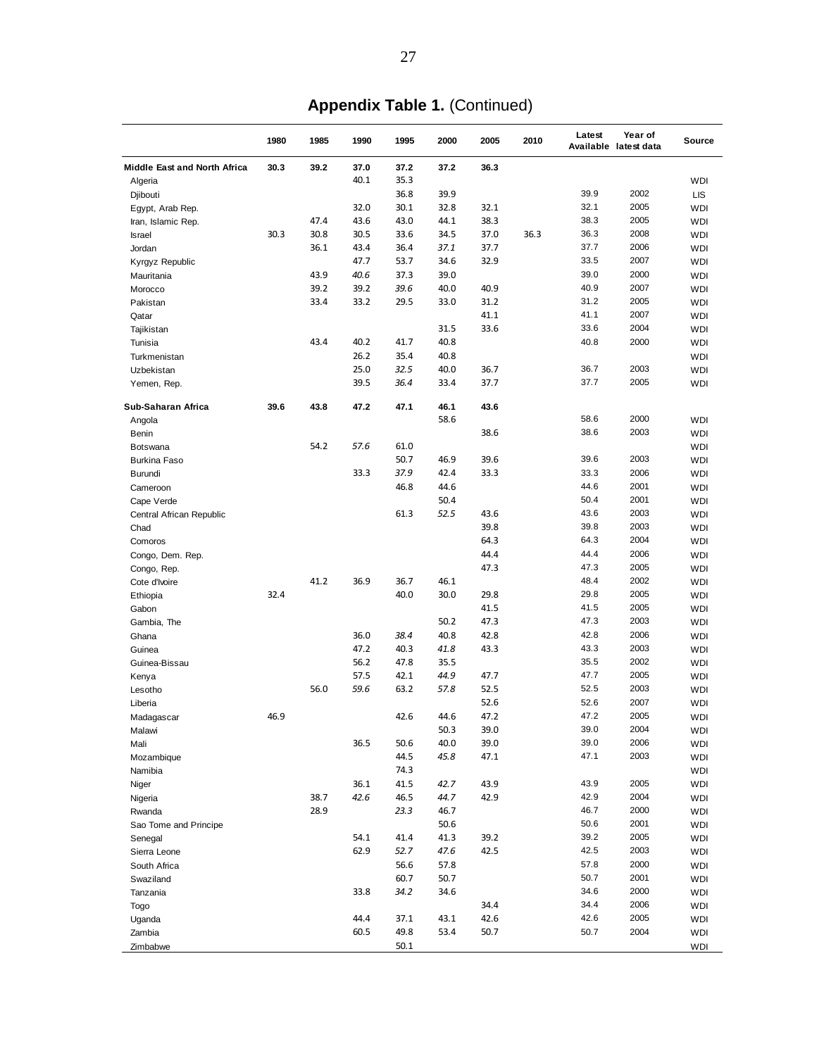## **Appendix Table 1.** (Continued)

| | 1980 | 1985 | 1990 | 1995 | 2000 | 2005 | 2010 | Latest Available | Year of latest data | Source |
|---|---|---|---|---|---|---|---|---|---|---|
| **Middle East and North Africa** | **30.3** | **39.2** | **37.0** | **37.2** | **37.2** | **36.3** | | | | |
| Algeria | | | 40.1 | 35.3 | | | | | | WDI |
| Djibouti | | | | 36.8 | 39.9 | | | 39.9 | 2002 | LIS |
| Egypt, Arab Rep. | | | 32.0 | 30.1 | 32.8 | 32.1 | | 32.1 | 2005 | WDI |
| Iran, Islamic Rep. | | 47.4 | 43.6 | 43.0 | 44.1 | 38.3 | | 38.3 | 2005 | WDI |
| Israel | 30.3 | 30.8 | 30.5 | 33.6 | 34.5 | 37.0 | 36.3 | 36.3 | 2008 | WDI |
| Jordan | | 36.1 | 43.4 | 36.4 | *37.1* | 37.7 | | 37.7 | 2006 | WDI |
| Kyrgyz Republic | | | 47.7 | 53.7 | 34.6 | 32.9 | | 33.5 | 2007 | WDI |
| Mauritania | | 43.9 | *40.6* | 37.3 | 39.0 | | | 39.0 | 2000 | WDI |
| Morocco | | 39.2 | 39.2 | *39.6* | 40.0 | 40.9 | | 40.9 | 2007 | WDI |
| Pakistan | | 33.4 | 33.2 | 29.5 | 33.0 | 31.2 | | 31.2 | 2005 | WDI |
| Qatar | | | | | | 41.1 | | 41.1 | 2007 | WDI |
| Tajikistan | | | | | 31.5 | 33.6 | | 33.6 | 2004 | WDI |
| Tunisia | | 43.4 | 40.2 | 41.7 | 40.8 | | | 40.8 | 2000 | WDI |
| Turkmenistan | | | 26.2 | 35.4 | 40.8 | | | | | WDI |
| Uzbekistan | | | 25.0 | *32.5* | 40.0 | 36.7 | | 36.7 | 2003 | WDI |
| Yemen, Rep. | | | 39.5 | *36.4* | 33.4 | 37.7 | | 37.7 | 2005 | WDI |
| | | | | | | | | | | |
| **Sub-Saharan Africa** | **39.6** | **43.8** | **47.2** | **47.1** | **46.1** | **43.6** | | | | |
| Angola | | | | | 58.6 | | | 58.6 | 2000 | WDI |
| Benin | | | | | | 38.6 | | 38.6 | 2003 | WDI |
| Botswana | | 54.2 | *57.6* | 61.0 | | | | | | WDI |
| Burkina Faso | | | | 50.7 | 46.9 | 39.6 | | 39.6 | 2003 | WDI |
| Burundi | | | 33.3 | *37.9* | 42.4 | 33.3 | | 33.3 | 2006 | WDI |
| Cameroon | | | | 46.8 | 44.6 | | | 44.6 | 2001 | WDI |
| Cape Verde | | | | | 50.4 | | | 50.4 | 2001 | WDI |
| Central African Republic | | | | 61.3 | *52.5* | 43.6 | | 43.6 | 2003 | WDI |
| Chad | | | | | | 39.8 | | 39.8 | 2003 | WDI |
| Comoros | | | | | | 64.3 | | 64.3 | 2004 | WDI |
| Congo, Dem. Rep. | | | | | | 44.4 | | 44.4 | 2006 | WDI |
| Congo, Rep. | | | | | | 47.3 | | 47.3 | 2005 | WDI |
| Cote d'Ivoire | | 41.2 | 36.9 | 36.7 | 46.1 | | | 48.4 | 2002 | WDI |
| Ethiopia | 32.4 | | | 40.0 | 30.0 | 29.8 | | 29.8 | 2005 | WDI |
| Gabon | | | | | | 41.5 | | 41.5 | 2005 | WDI |
| Gambia, The | | | | | 50.2 | 47.3 | | 47.3 | 2003 | WDI |
| Ghana | | | 36.0 | *38.4* | 40.8 | 42.8 | | 42.8 | 2006 | WDI |
| Guinea | | | 47.2 | 40.3 | *41.8* | 43.3 | | 43.3 | 2003 | WDI |
| Guinea-Bissau | | | 56.2 | 47.8 | 35.5 | | | 35.5 | 2002 | WDI |
| Kenya | | | 57.5 | 42.1 | *44.9* | 47.7 | | 47.7 | 2005 | WDI |
| Lesotho | | 56.0 | *59.6* | 63.2 | *57.8* | 52.5 | | 52.5 | 2003 | WDI |
| Liberia | | | | | | 52.6 | | 52.6 | 2007 | WDI |
| Madagascar | 46.9 | | | 42.6 | 44.6 | 47.2 | | 47.2 | 2005 | WDI |
| Malawi | | | | | 50.3 | 39.0 | | 39.0 | 2004 | WDI |
| Mali | | | 36.5 | 50.6 | 40.0 | 39.0 | | 39.0 | 2006 | WDI |
| Mozambique | | | | 44.5 | *45.8* | 47.1 | | 47.1 | 2003 | WDI |
| Namibia | | | | 74.3 | | | | | | WDI |
| Niger | | | 36.1 | 41.5 | *42.7* | 43.9 | | 43.9 | 2005 | WDI |
| Nigeria | | 38.7 | *42.6* | 46.5 | *44.7* | 42.9 | | 42.9 | 2004 | WDI |
| Rwanda | | 28.9 | | *23.3* | 46.7 | | | 46.7 | 2000 | WDI |
| Sao Tome and Principe | | | | | 50.6 | | | 50.6 | 2001 | WDI |
| Senegal | | | 54.1 | 41.4 | 41.3 | 39.2 | | 39.2 | 2005 | WDI |
| Sierra Leone | | | 62.9 | *52.7* | *47.6* | 42.5 | | 42.5 | 2003 | WDI |
| South Africa | | | | 56.6 | 57.8 | | | 57.8 | 2000 | WDI |
| Swaziland | | | | 60.7 | 50.7 | | | 50.7 | 2001 | WDI |
| Tanzania | | | 33.8 | *34.2* | 34.6 | | | 34.6 | 2000 | WDI |
| Togo | | | | | | 34.4 | | 34.4 | 2006 | WDI |
| Uganda | | | 44.4 | 37.1 | 43.1 | 42.6 | | 42.6 | 2005 | WDI |
| Zambia | | | 60.5 | 49.8 | 53.4 | 50.7 | | 50.7 | 2004 | WDI |
| Zimbabwe | | | | 50.1 | | | | | | WDI |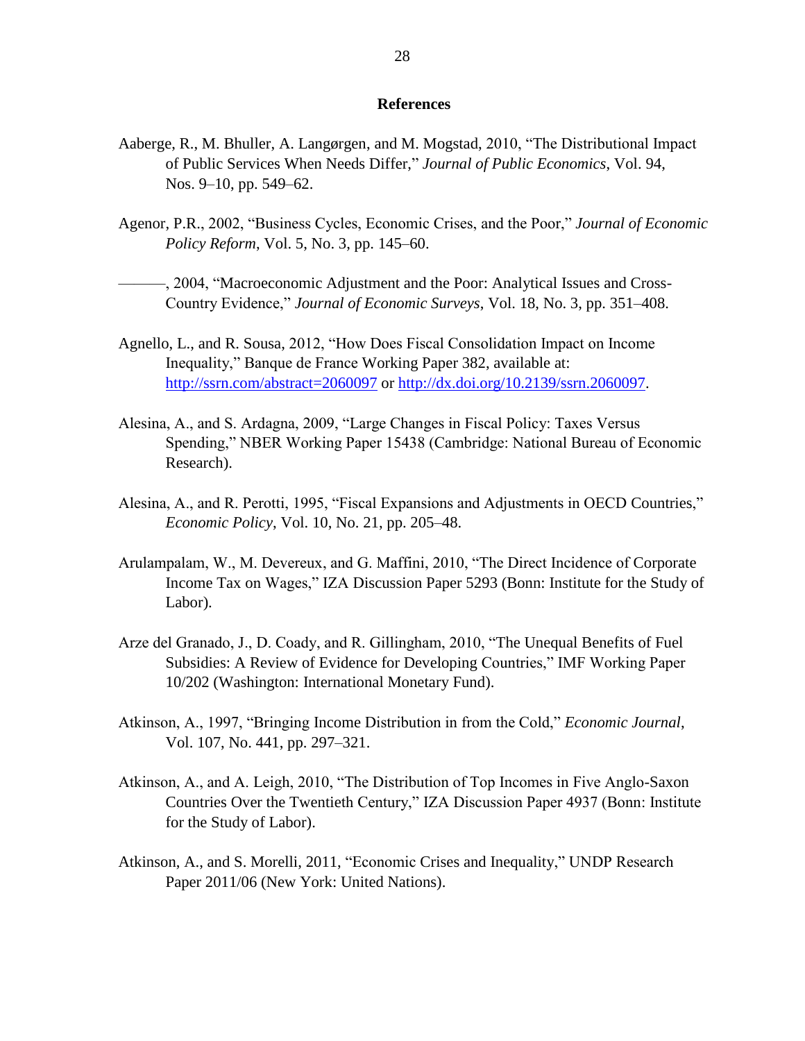## References

Aaberge, R., M. Bhuller, A. Langørgen, and M. Mogstad, 2010, "The Distributional Impact of Public Services When Needs Differ," *Journal of Public Economics*, Vol. 94, Nos. 9–10, pp. 549–62.

Agenor, P.R., 2002, "Business Cycles, Economic Crises, and the Poor," *Journal of Economic Policy Reform*, Vol. 5, No. 3, pp. 145–60.

———, 2004, "Macroeconomic Adjustment and the Poor: Analytical Issues and Cross-Country Evidence," *Journal of Economic Surveys*, Vol. 18, No. 3, pp. 351–408.

Agnello, L., and R. Sousa, 2012, "How Does Fiscal Consolidation Impact on Income Inequality," Banque de France Working Paper 382, available at: http://ssrn.com/abstract=2060097 or http://dx.doi.org/10.2139/ssrn.2060097.

Alesina, A., and S. Ardagna, 2009, "Large Changes in Fiscal Policy: Taxes Versus Spending," NBER Working Paper 15438 (Cambridge: National Bureau of Economic Research).

Alesina, A., and R. Perotti, 1995, "Fiscal Expansions and Adjustments in OECD Countries," *Economic Policy*, Vol. 10, No. 21, pp. 205–48.

Arulampalam, W., M. Devereux, and G. Maffini, 2010, "The Direct Incidence of Corporate Income Tax on Wages," IZA Discussion Paper 5293 (Bonn: Institute for the Study of Labor).

Arze del Granado, J., D. Coady, and R. Gillingham, 2010, "The Unequal Benefits of Fuel Subsidies: A Review of Evidence for Developing Countries," IMF Working Paper 10/202 (Washington: International Monetary Fund).

Atkinson, A., 1997, "Bringing Income Distribution in from the Cold," *Economic Journal*, Vol. 107, No. 441, pp. 297–321.

Atkinson, A., and A. Leigh, 2010, "The Distribution of Top Incomes in Five Anglo-Saxon Countries Over the Twentieth Century," IZA Discussion Paper 4937 (Bonn: Institute for the Study of Labor).

Atkinson, A., and S. Morelli, 2011, "Economic Crises and Inequality," UNDP Research Paper 2011/06 (New York: United Nations).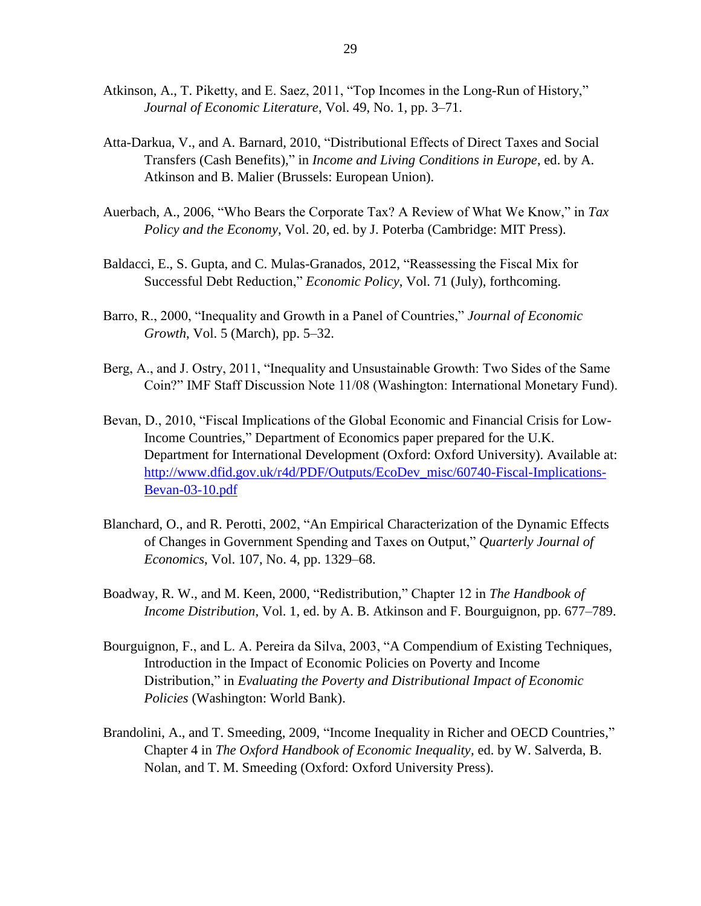Atkinson, A., T. Piketty, and E. Saez, 2011, "Top Incomes in the Long-Run of History," *Journal of Economic Literature*, Vol. 49, No. 1, pp. 3–71.

Atta-Darkua, V., and A. Barnard, 2010, "Distributional Effects of Direct Taxes and Social Transfers (Cash Benefits)," in *Income and Living Conditions in Europe*, ed. by A. Atkinson and B. Malier (Brussels: European Union).

Auerbach, A., 2006, "Who Bears the Corporate Tax? A Review of What We Know," in *Tax Policy and the Economy*, Vol. 20, ed. by J. Poterba (Cambridge: MIT Press).

Baldacci, E., S. Gupta, and C. Mulas-Granados, 2012, "Reassessing the Fiscal Mix for Successful Debt Reduction," *Economic Policy*, Vol. 71 (July), forthcoming.

Barro, R., 2000, "Inequality and Growth in a Panel of Countries," *Journal of Economic Growth*, Vol. 5 (March), pp. 5–32.

Berg, A., and J. Ostry, 2011, "Inequality and Unsustainable Growth: Two Sides of the Same Coin?" IMF Staff Discussion Note 11/08 (Washington: International Monetary Fund).

Bevan, D., 2010, "Fiscal Implications of the Global Economic and Financial Crisis for Low-Income Countries," Department of Economics paper prepared for the U.K. Department for International Development (Oxford: Oxford University). Available at: [http://www.dfid.gov.uk/r4d/PDF/Outputs/EcoDev_misc/60740-Fiscal-Implications-Bevan-03-10.pdf](http://www.dfid.gov.uk/r4d/PDF/Outputs/EcoDev_misc/60740-Fiscal-Implications-Bevan-03-10.pdf)

Blanchard, O., and R. Perotti, 2002, "An Empirical Characterization of the Dynamic Effects of Changes in Government Spending and Taxes on Output," *Quarterly Journal of Economics*, Vol. 107, No. 4, pp. 1329–68.

Boadway, R. W., and M. Keen, 2000, "Redistribution," Chapter 12 in *The Handbook of Income Distribution*, Vol. 1, ed. by A. B. Atkinson and F. Bourguignon, pp. 677–789.

Bourguignon, F., and L. A. Pereira da Silva, 2003, "A Compendium of Existing Techniques, Introduction in the Impact of Economic Policies on Poverty and Income Distribution," in *Evaluating the Poverty and Distributional Impact of Economic Policies* (Washington: World Bank).

Brandolini, A., and T. Smeeding, 2009, "Income Inequality in Richer and OECD Countries," Chapter 4 in *The Oxford Handbook of Economic Inequality*, ed. by W. Salverda, B. Nolan, and T. M. Smeeding (Oxford: Oxford University Press).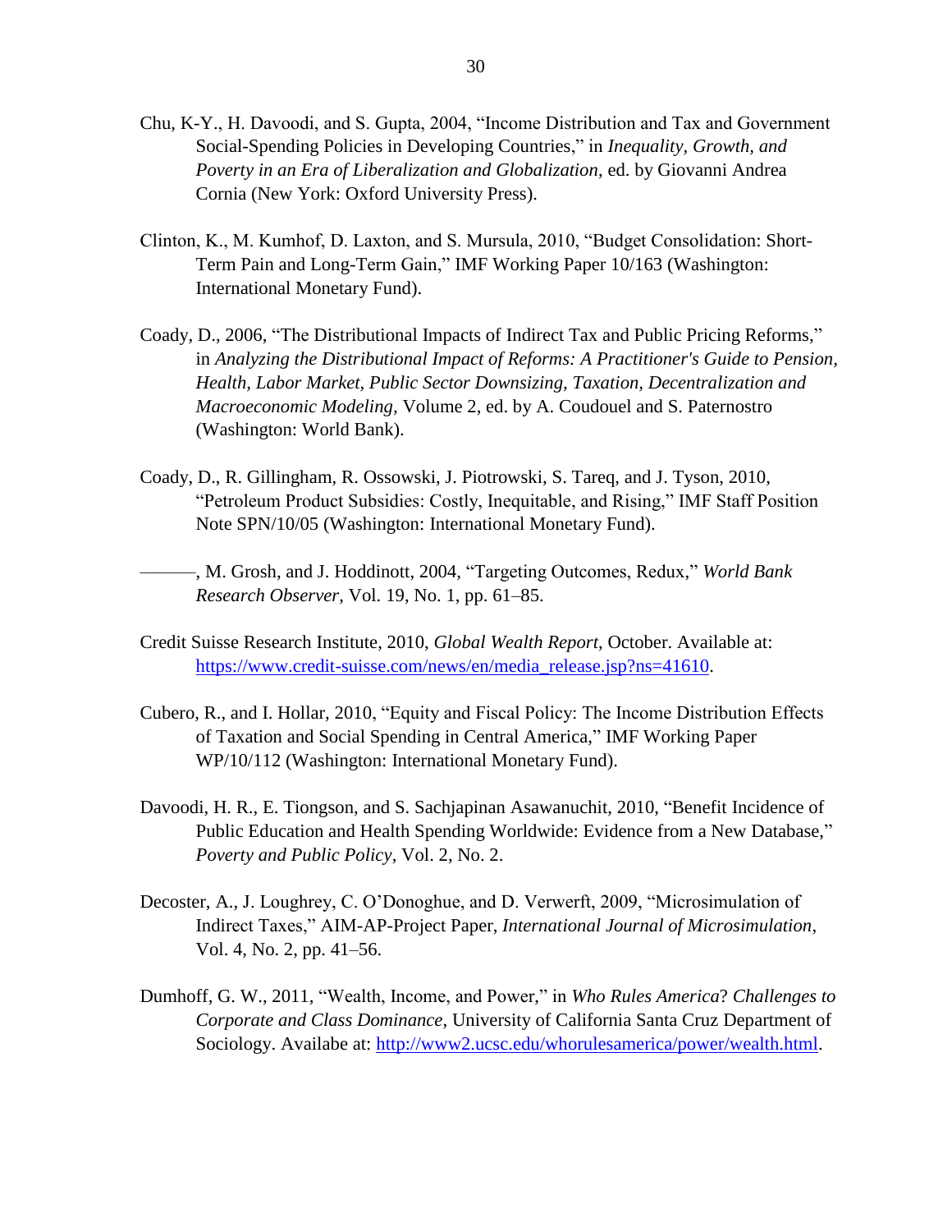Chu, K-Y., H. Davoodi, and S. Gupta, 2004, "Income Distribution and Tax and Government Social-Spending Policies in Developing Countries," in *Inequality, Growth, and Poverty in an Era of Liberalization and Globalization*, ed. by Giovanni Andrea Cornia (New York: Oxford University Press).

Clinton, K., M. Kumhof, D. Laxton, and S. Mursula, 2010, "Budget Consolidation: Short-Term Pain and Long-Term Gain," IMF Working Paper 10/163 (Washington: International Monetary Fund).

Coady, D., 2006, "The Distributional Impacts of Indirect Tax and Public Pricing Reforms," in *Analyzing the Distributional Impact of Reforms: A Practitioner's Guide to Pension, Health, Labor Market, Public Sector Downsizing, Taxation, Decentralization and Macroeconomic Modeling*, Volume 2, ed. by A. Coudouel and S. Paternostro (Washington: World Bank).

Coady, D., R. Gillingham, R. Ossowski, J. Piotrowski, S. Tareq, and J. Tyson, 2010, "Petroleum Product Subsidies: Costly, Inequitable, and Rising," IMF Staff Position Note SPN/10/05 (Washington: International Monetary Fund).

———, M. Grosh, and J. Hoddinott, 2004, "Targeting Outcomes, Redux," *World Bank Research Observer*, Vol. 19, No. 1, pp. 61–85.

Credit Suisse Research Institute, 2010, *Global Wealth Report*, October. Available at: https://www.credit-suisse.com/news/en/media_release.jsp?ns=41610.

Cubero, R., and I. Hollar, 2010, "Equity and Fiscal Policy: The Income Distribution Effects of Taxation and Social Spending in Central America," IMF Working Paper WP/10/112 (Washington: International Monetary Fund).

Davoodi, H. R., E. Tiongson, and S. Sachjapinan Asawanuchit, 2010, "Benefit Incidence of Public Education and Health Spending Worldwide: Evidence from a New Database," *Poverty and Public Policy*, Vol. 2, No. 2.

Decoster, A., J. Loughrey, C. O'Donoghue, and D. Verwerft, 2009, "Microsimulation of Indirect Taxes," AIM-AP-Project Paper, *International Journal of Microsimulation*, Vol. 4, No. 2, pp. 41–56.

Dumhoff, G. W., 2011, "Wealth, Income, and Power," in *Who Rules America*? *Challenges to Corporate and Class Dominance*, University of California Santa Cruz Department of Sociology. Availabe at: http://www2.ucsc.edu/whorulesamerica/power/wealth.html.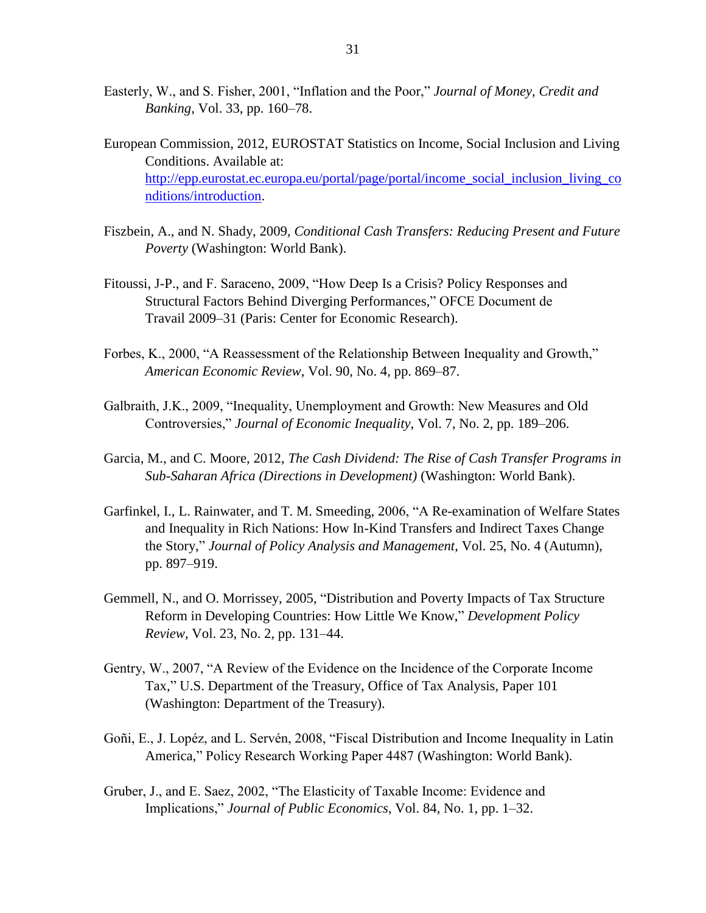Easterly, W., and S. Fisher, 2001, "Inflation and the Poor," *Journal of Money, Credit and Banking*, Vol. 33, pp. 160–78.

European Commission, 2012, EUROSTAT Statistics on Income, Social Inclusion and Living Conditions. Available at: [http://epp.eurostat.ec.europa.eu/portal/page/portal/income_social_inclusion_living_conditions/introduction](http://epp.eurostat.ec.europa.eu/portal/page/portal/income_social_inclusion_living_conditions/introduction).

Fiszbein, A., and N. Shady, 2009, *Conditional Cash Transfers: Reducing Present and Future Poverty* (Washington: World Bank).

Fitoussi, J-P., and F. Saraceno, 2009, "How Deep Is a Crisis? Policy Responses and Structural Factors Behind Diverging Performances," OFCE Document de Travail 2009–31 (Paris: Center for Economic Research).

Forbes, K., 2000, "A Reassessment of the Relationship Between Inequality and Growth," *American Economic Review*, Vol. 90, No. 4, pp. 869–87.

Galbraith, J.K., 2009, "Inequality, Unemployment and Growth: New Measures and Old Controversies," *Journal of Economic Inequality*, Vol. 7, No. 2, pp. 189–206.

Garcia, M., and C. Moore, 2012, *The Cash Dividend: The Rise of Cash Transfer Programs in Sub-Saharan Africa (Directions in Development)* (Washington: World Bank).

Garfinkel, I., L. Rainwater, and T. M. Smeeding, 2006, "A Re-examination of Welfare States and Inequality in Rich Nations: How In-Kind Transfers and Indirect Taxes Change the Story," *Journal of Policy Analysis and Management*, Vol. 25, No. 4 (Autumn), pp. 897–919.

Gemmell, N., and O. Morrissey, 2005, "Distribution and Poverty Impacts of Tax Structure Reform in Developing Countries: How Little We Know," *Development Policy Review*, Vol. 23, No. 2, pp. 131–44.

Gentry, W., 2007, "A Review of the Evidence on the Incidence of the Corporate Income Tax," U.S. Department of the Treasury, Office of Tax Analysis, Paper 101 (Washington: Department of the Treasury).

Goñi, E., J. Lopéz, and L. Servén, 2008, "Fiscal Distribution and Income Inequality in Latin America," Policy Research Working Paper 4487 (Washington: World Bank).

Gruber, J., and E. Saez, 2002, "The Elasticity of Taxable Income: Evidence and Implications," *Journal of Public Economics*, Vol. 84, No. 1, pp. 1–32.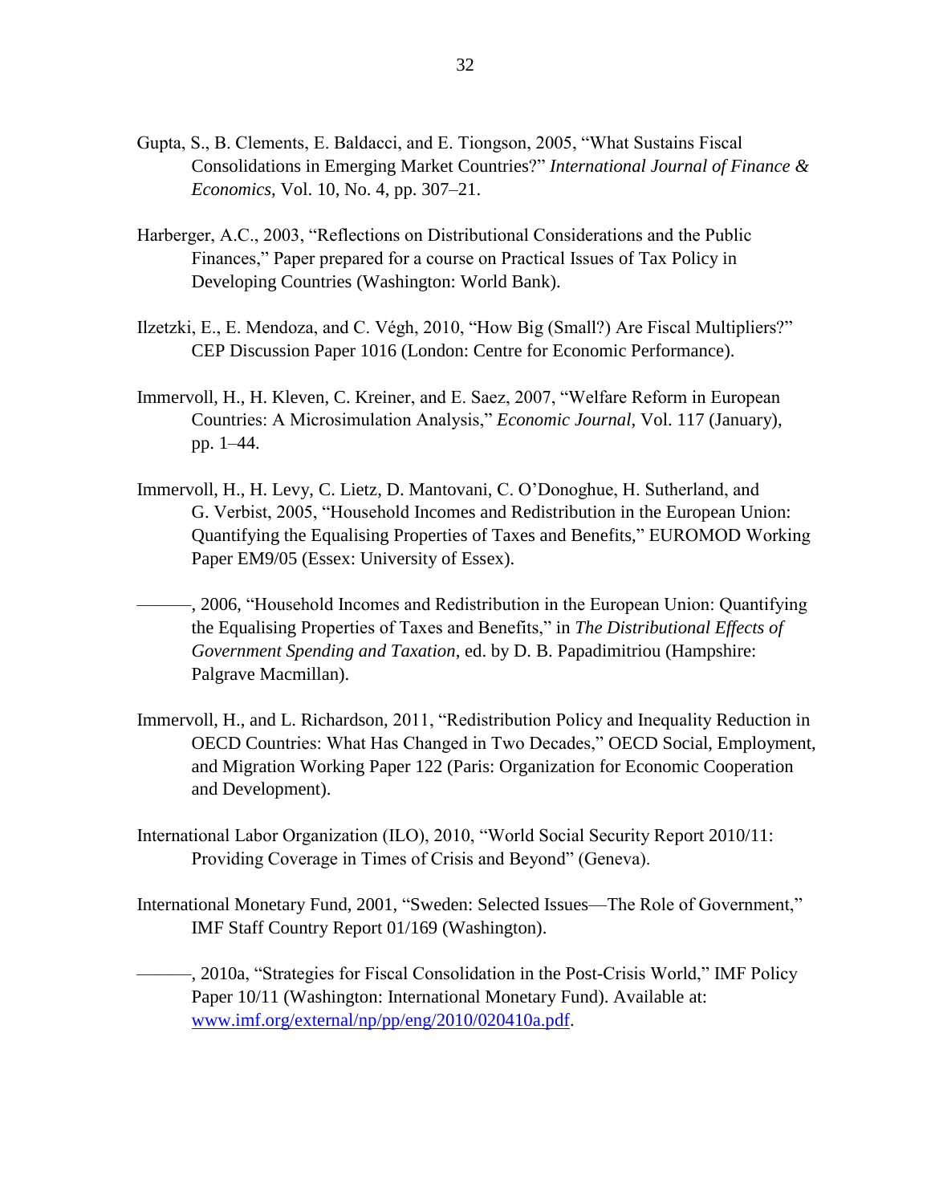Gupta, S., B. Clements, E. Baldacci, and E. Tiongson, 2005, "What Sustains Fiscal Consolidations in Emerging Market Countries?" *International Journal of Finance & Economics*, Vol. 10, No. 4, pp. 307–21.

Harberger, A.C., 2003, "Reflections on Distributional Considerations and the Public Finances," Paper prepared for a course on Practical Issues of Tax Policy in Developing Countries (Washington: World Bank).

Ilzetzki, E., E. Mendoza, and C. Végh, 2010, "How Big (Small?) Are Fiscal Multipliers?" CEP Discussion Paper 1016 (London: Centre for Economic Performance).

Immervoll, H., H. Kleven, C. Kreiner, and E. Saez, 2007, "Welfare Reform in European Countries: A Microsimulation Analysis," *Economic Journal*, Vol. 117 (January), pp. 1–44.

Immervoll, H., H. Levy, C. Lietz, D. Mantovani, C. O'Donoghue, H. Sutherland, and G. Verbist, 2005, "Household Incomes and Redistribution in the European Union: Quantifying the Equalising Properties of Taxes and Benefits," EUROMOD Working Paper EM9/05 (Essex: University of Essex).

———, 2006, "Household Incomes and Redistribution in the European Union: Quantifying the Equalising Properties of Taxes and Benefits," in *The Distributional Effects of Government Spending and Taxation*, ed. by D. B. Papadimitriou (Hampshire: Palgrave Macmillan).

Immervoll, H., and L. Richardson, 2011, "Redistribution Policy and Inequality Reduction in OECD Countries: What Has Changed in Two Decades," OECD Social, Employment, and Migration Working Paper 122 (Paris: Organization for Economic Cooperation and Development).

International Labor Organization (ILO), 2010, "World Social Security Report 2010/11: Providing Coverage in Times of Crisis and Beyond" (Geneva).

International Monetary Fund, 2001, "Sweden: Selected Issues—The Role of Government," IMF Staff Country Report 01/169 (Washington).

———, 2010a, "Strategies for Fiscal Consolidation in the Post-Crisis World," IMF Policy Paper 10/11 (Washington: International Monetary Fund). Available at: www.imf.org/external/np/pp/eng/2010/020410a.pdf.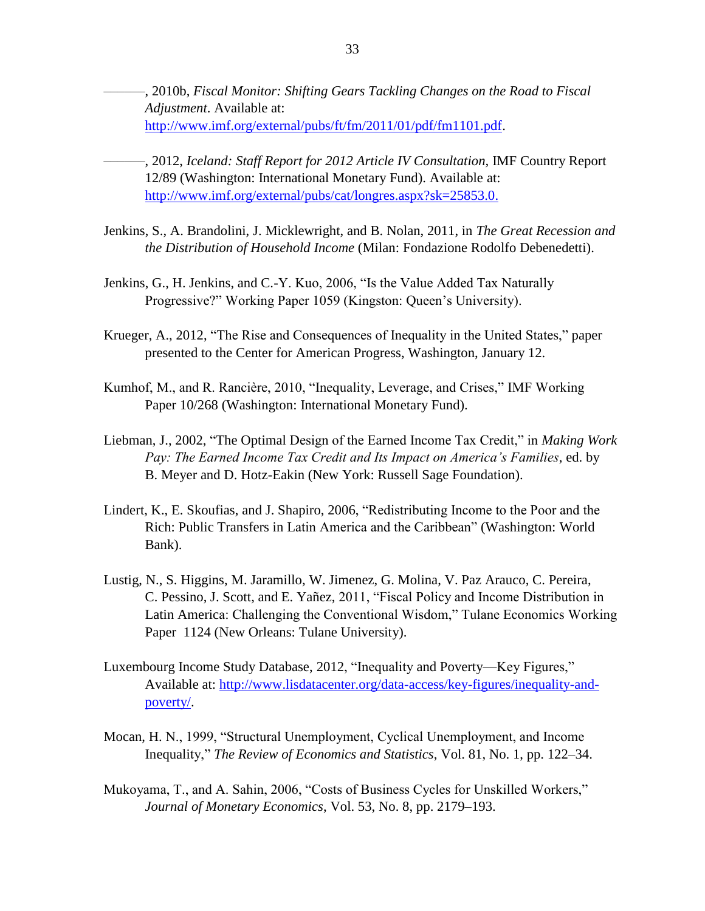———, 2010b, *Fiscal Monitor: Shifting Gears Tackling Changes on the Road to Fiscal Adjustment*. Available at: http://www.imf.org/external/pubs/ft/fm/2011/01/pdf/fm1101.pdf.

———, 2012, *Iceland: Staff Report for 2012 Article IV Consultation,* IMF Country Report 12/89 (Washington: International Monetary Fund). Available at: http://www.imf.org/external/pubs/cat/longres.aspx?sk=25853.0.

Jenkins, S., A. Brandolini, J. Micklewright, and B. Nolan, 2011, in *The Great Recession and the Distribution of Household Income* (Milan: Fondazione Rodolfo Debenedetti).

Jenkins, G., H. Jenkins, and C.-Y. Kuo, 2006, "Is the Value Added Tax Naturally Progressive?" Working Paper 1059 (Kingston: Queen's University).

Krueger, A., 2012, "The Rise and Consequences of Inequality in the United States," paper presented to the Center for American Progress, Washington, January 12.

Kumhof, M., and R. Rancière, 2010, "Inequality, Leverage, and Crises," IMF Working Paper 10/268 (Washington: International Monetary Fund).

Liebman, J., 2002, "The Optimal Design of the Earned Income Tax Credit," in *Making Work Pay: The Earned Income Tax Credit and Its Impact on America's Families*, ed. by B. Meyer and D. Hotz-Eakin (New York: Russell Sage Foundation).

Lindert, K., E. Skoufias, and J. Shapiro, 2006, "Redistributing Income to the Poor and the Rich: Public Transfers in Latin America and the Caribbean" (Washington: World Bank).

Lustig, N., S. Higgins, M. Jaramillo, W. Jimenez, G. Molina, V. Paz Arauco, C. Pereira, C. Pessino, J. Scott, and E. Yañez, 2011, "Fiscal Policy and Income Distribution in Latin America: Challenging the Conventional Wisdom," Tulane Economics Working Paper 1124 (New Orleans: Tulane University).

Luxembourg Income Study Database, 2012, "Inequality and Poverty—Key Figures," Available at: http://www.lisdatacenter.org/data-access/key-figures/inequality-and-poverty/.

Mocan, H. N., 1999, "Structural Unemployment, Cyclical Unemployment, and Income Inequality," *The Review of Economics and Statistics*, Vol. 81, No. 1, pp. 122–34.

Mukoyama, T., and A. Sahin, 2006, "Costs of Business Cycles for Unskilled Workers," *Journal of Monetary Economics*, Vol. 53, No. 8, pp. 2179–193.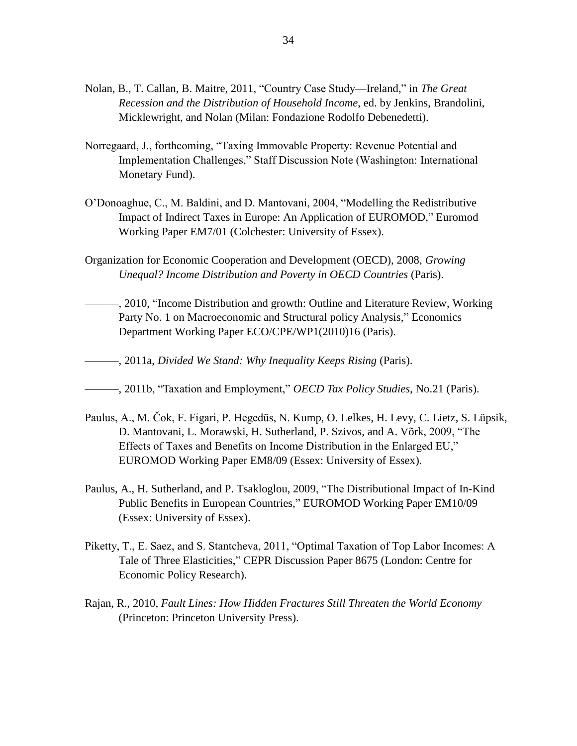Nolan, B., T. Callan, B. Maitre, 2011, "Country Case Study—Ireland," in *The Great Recession and the Distribution of Household Income*, ed. by Jenkins, Brandolini, Micklewright, and Nolan (Milan: Fondazione Rodolfo Debenedetti).

Norregaard, J., forthcoming, "Taxing Immovable Property: Revenue Potential and Implementation Challenges," Staff Discussion Note (Washington: International Monetary Fund).

O'Donoaghue, C., M. Baldini, and D. Mantovani, 2004, "Modelling the Redistributive Impact of Indirect Taxes in Europe: An Application of EUROMOD," Euromod Working Paper EM7/01 (Colchester: University of Essex).

Organization for Economic Cooperation and Development (OECD), 2008, *Growing Unequal? Income Distribution and Poverty in OECD Countries* (Paris).

———, 2010, "Income Distribution and growth: Outline and Literature Review, Working Party No. 1 on Macroeconomic and Structural policy Analysis," Economics Department Working Paper ECO/CPE/WP1(2010)16 (Paris).

———, 2011a, *Divided We Stand: Why Inequality Keeps Rising* (Paris).

———, 2011b, "Taxation and Employment," *OECD Tax Policy Studies*, No.21 (Paris).

Paulus, A., M. Čok, F. Figari, P. Hegedüs, N. Kump, O. Lelkes, H. Levy, C. Lietz, S. Lüpsik, D. Mantovani, L. Morawski, H. Sutherland, P. Szivos, and A. Võrk, 2009, "The Effects of Taxes and Benefits on Income Distribution in the Enlarged EU," EUROMOD Working Paper EM8/09 (Essex: University of Essex).

Paulus, A., H. Sutherland, and P. Tsakloglou, 2009, "The Distributional Impact of In-Kind Public Benefits in European Countries," EUROMOD Working Paper EM10/09 (Essex: University of Essex).

Piketty, T., E. Saez, and S. Stantcheva, 2011, "Optimal Taxation of Top Labor Incomes: A Tale of Three Elasticities," CEPR Discussion Paper 8675 (London: Centre for Economic Policy Research).

Rajan, R., 2010, *Fault Lines: How Hidden Fractures Still Threaten the World Economy* (Princeton: Princeton University Press).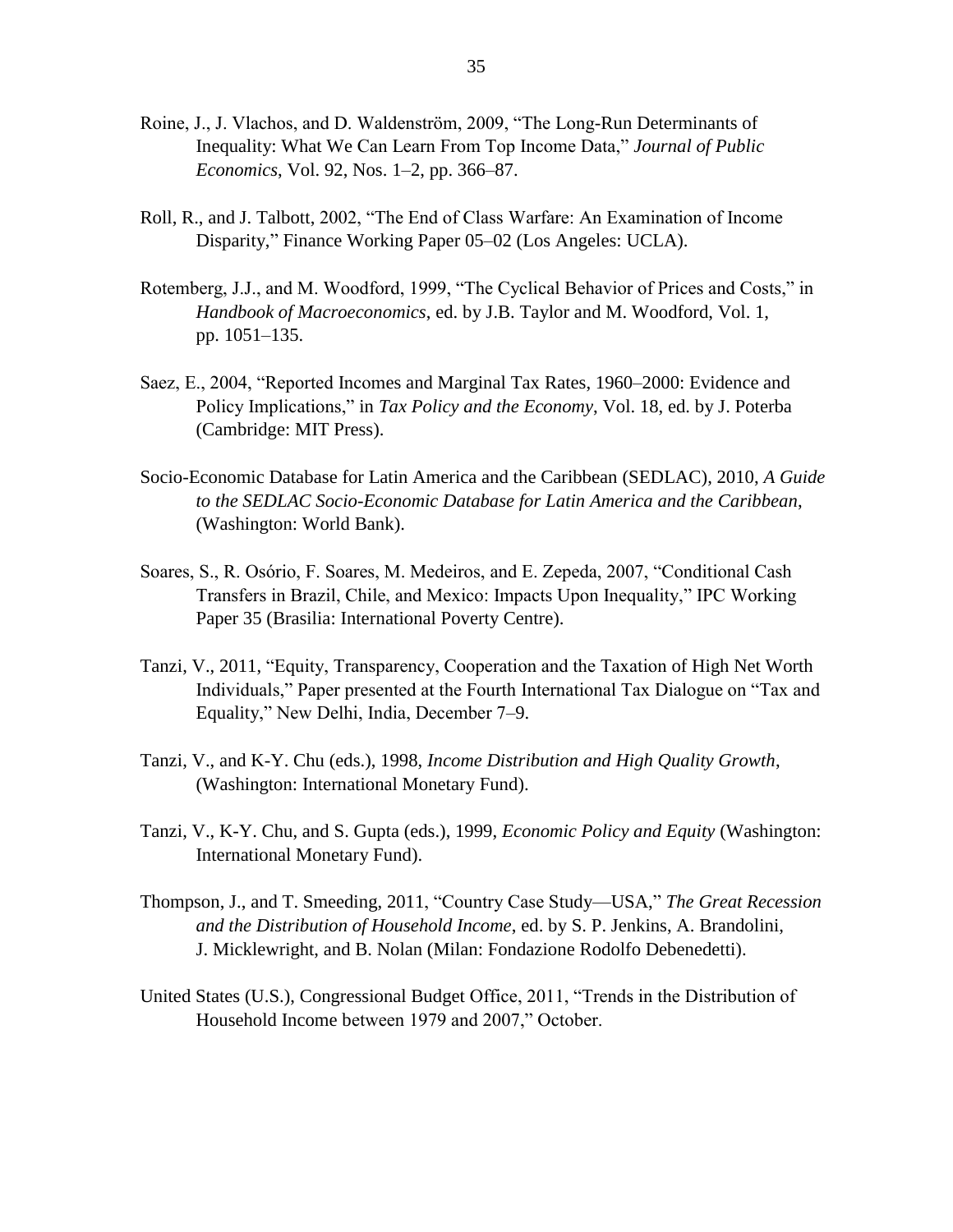Roine, J., J. Vlachos, and D. Waldenström, 2009, "The Long-Run Determinants of Inequality: What We Can Learn From Top Income Data," *Journal of Public Economics*, Vol. 92, Nos. 1–2, pp. 366–87.

Roll, R., and J. Talbott, 2002, "The End of Class Warfare: An Examination of Income Disparity," Finance Working Paper 05–02 (Los Angeles: UCLA).

Rotemberg, J.J., and M. Woodford, 1999, "The Cyclical Behavior of Prices and Costs," in *Handbook of Macroeconomics*, ed. by J.B. Taylor and M. Woodford, Vol. 1, pp. 1051–135.

Saez, E., 2004, "Reported Incomes and Marginal Tax Rates, 1960–2000: Evidence and Policy Implications," in *Tax Policy and the Economy*, Vol. 18, ed. by J. Poterba (Cambridge: MIT Press).

Socio-Economic Database for Latin America and the Caribbean (SEDLAC), 2010, *A Guide to the SEDLAC Socio-Economic Database for Latin America and the Caribbean*, (Washington: World Bank).

Soares, S., R. Osório, F. Soares, M. Medeiros, and E. Zepeda, 2007, "Conditional Cash Transfers in Brazil, Chile, and Mexico: Impacts Upon Inequality," IPC Working Paper 35 (Brasilia: International Poverty Centre).

Tanzi, V., 2011, "Equity, Transparency, Cooperation and the Taxation of High Net Worth Individuals," Paper presented at the Fourth International Tax Dialogue on "Tax and Equality," New Delhi, India, December 7–9.

Tanzi, V., and K-Y. Chu (eds.), 1998, *Income Distribution and High Quality Growth*, (Washington: International Monetary Fund).

Tanzi, V., K-Y. Chu, and S. Gupta (eds.), 1999, *Economic Policy and Equity* (Washington: International Monetary Fund).

Thompson, J., and T. Smeeding, 2011, "Country Case Study—USA," *The Great Recession and the Distribution of Household Income*, ed. by S. P. Jenkins, A. Brandolini, J. Micklewright, and B. Nolan (Milan: Fondazione Rodolfo Debenedetti).

United States (U.S.), Congressional Budget Office, 2011, "Trends in the Distribution of Household Income between 1979 and 2007," October.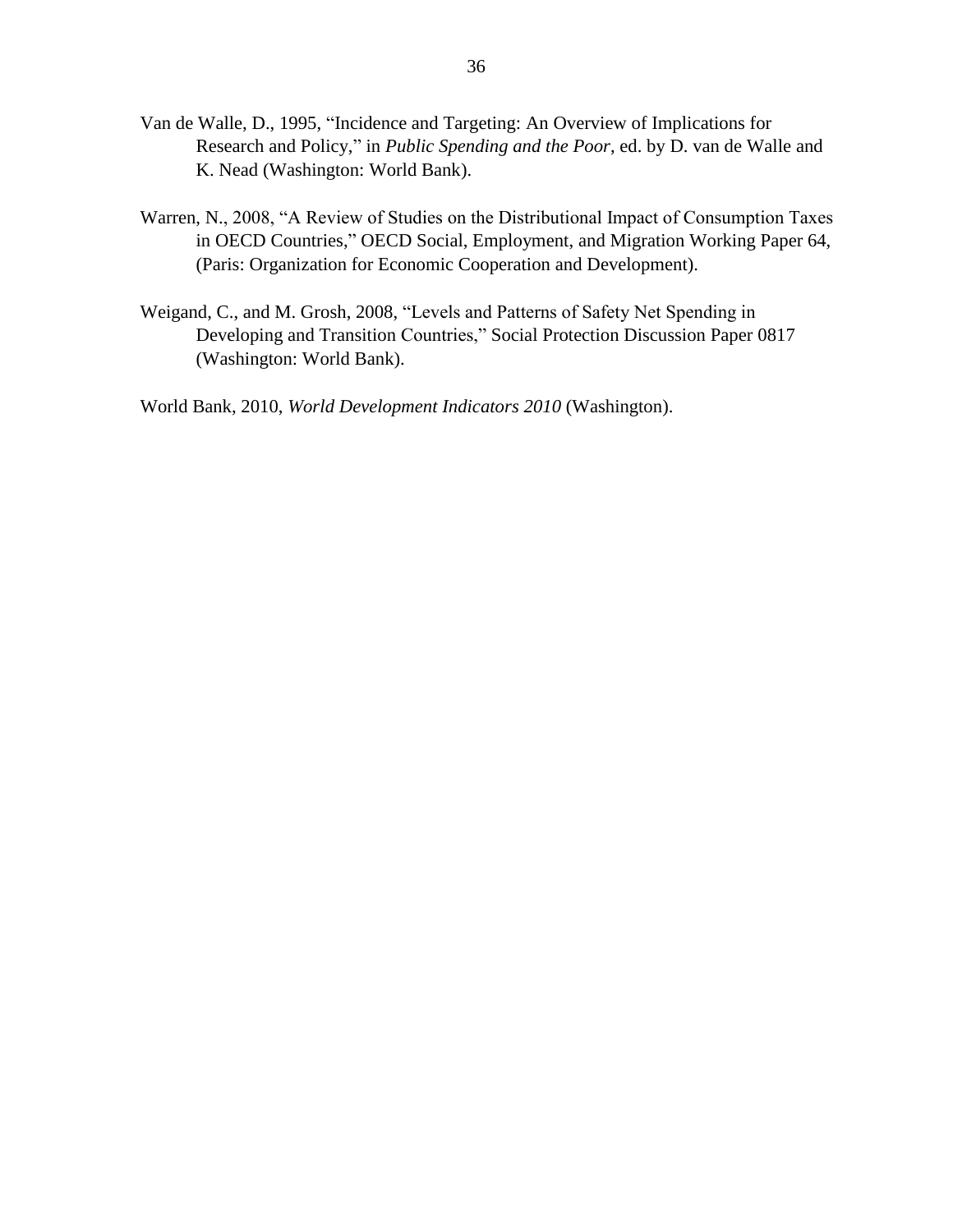Van de Walle, D., 1995, "Incidence and Targeting: An Overview of Implications for Research and Policy," in *Public Spending and the Poor*, ed. by D. van de Walle and K. Nead (Washington: World Bank).

Warren, N., 2008, "A Review of Studies on the Distributional Impact of Consumption Taxes in OECD Countries," OECD Social, Employment, and Migration Working Paper 64, (Paris: Organization for Economic Cooperation and Development).

Weigand, C., and M. Grosh, 2008, "Levels and Patterns of Safety Net Spending in Developing and Transition Countries," Social Protection Discussion Paper 0817 (Washington: World Bank).

World Bank, 2010, *World Development Indicators 2010* (Washington).